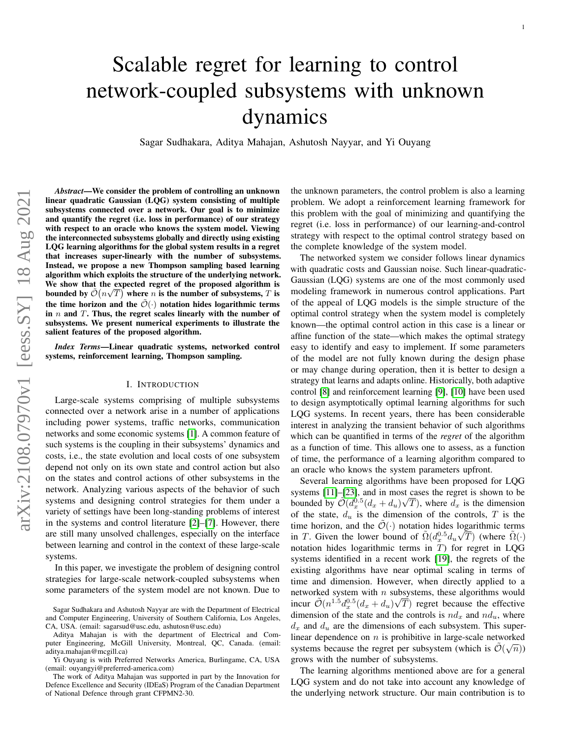# Scalable regret for learning to control network-coupled subsystems with unknown dynamics

Sagar Sudhakara, Aditya Mahajan, Ashutosh Nayyar, and Yi Ouyang

***Abstract*—We consider the problem of controlling an unknown linear quadratic Gaussian (LQG) system consisting of multiple subsystems connected over a network. Our goal is to minimize and quantify the regret (i.e. loss in performance) of our strategy with respect to an oracle who knows the system model. Viewing the interconnected subsystems globally and directly using existing LQG learning algorithms for the global system results in a regret that increases super-linearly with the number of subsystems. Instead, we propose a new Thompson sampling based learning algorithm which exploits the structure of the underlying network. We show that the expected regret of the proposed algorithm is bounded by $\tilde{\mathcal{O}}(n\sqrt{T})$ where $n$ is the number of subsystems, $T$ is the time horizon and the $\tilde{\mathcal{O}}(\cdot)$ notation hides logarithmic terms in $n$ and $T$. Thus, the regret scales linearly with the number of subsystems. We present numerical experiments to illustrate the salient features of the proposed algorithm.**

***Index Terms*—Linear quadratic systems, networked control systems, reinforcement learning, Thompson sampling.**

## I. Introduction

Large-scale systems comprising of multiple subsystems connected over a network arise in a number of applications including power systems, traffic networks, communication networks and some economic systems [1]. A common feature of such systems is the coupling in their subsystems' dynamics and costs, i.e., the state evolution and local costs of one subsystem depend not only on its own state and control action but also on the states and control actions of other subsystems in the network. Analyzing various aspects of the behavior of such systems and designing control strategies for them under a variety of settings have been long-standing problems of interest in the systems and control literature [2]–[7]. However, there are still many unsolved challenges, especially on the interface between learning and control in the context of these large-scale systems.

In this paper, we investigate the problem of designing control strategies for large-scale network-coupled subsystems when some parameters of the system model are not known. Due to the unknown parameters, the control problem is also a learning problem. We adopt a reinforcement learning framework for this problem with the goal of minimizing and quantifying the regret (i.e. loss in performance) of our learning-and-control strategy with respect to the optimal control strategy based on the complete knowledge of the system model.

The networked system we consider follows linear dynamics with quadratic costs and Gaussian noise. Such linear-quadratic-Gaussian (LQG) systems are one of the most commonly used modeling framework in numerous control applications. Part of the appeal of LQG models is the simple structure of the optimal control strategy when the system model is completely known—the optimal control action in this case is a linear or affine function of the state—which makes the optimal strategy easy to identify and easy to implement. If some parameters of the model are not fully known during the design phase or may change during operation, then it is better to design a strategy that learns and adapts online. Historically, both adaptive control [8] and reinforcement learning [9], [10] have been used to design asymptotically optimal learning algorithms for such LQG systems. In recent years, there has been considerable interest in analyzing the transient behavior of such algorithms which can be quantified in terms of the *regret* of the algorithm as a function of time. This allows one to assess, as a function of time, the performance of a learning algorithm compared to an oracle who knows the system parameters upfront.

Several learning algorithms have been proposed for LQG systems [11]–[23], and in most cases the regret is shown to be bounded by $\tilde{\mathcal{O}}(d_x^{0.5}(d_x + d_u)\sqrt{T})$, where $d_x$ is the dimension of the state, $d_u$ is the dimension of the controls, $T$ is the time horizon, and the $\tilde{\mathcal{O}}(\cdot)$ notation hides logarithmic terms in $T$. Given the lower bound of $\tilde{\Omega}(d_x^{0.5} d_u \sqrt{T})$ (where $\tilde{\Omega}(\cdot)$ notation hides logarithmic terms in $T$) for regret in LQG systems identified in a recent work [19], the regrets of the existing algorithms have near optimal scaling in terms of time and dimension. However, when directly applied to a networked system with $n$ subsystems, these algorithms would incur $\tilde{\mathcal{O}}(n^{1.5} d_x^{0.5}(d_x + d_u)\sqrt{T})$ regret because the effective dimension of the state and the controls is $nd_x$ and $nd_u$, where $d_x$ and $d_u$ are the dimensions of each subsystem. This super-linear dependence on $n$ is prohibitive in large-scale networked systems because the regret per subsystem (which is $\tilde{\mathcal{O}}(\sqrt{n})$) grows with the number of subsystems.

The learning algorithms mentioned above are for a general LQG system and do not take into account any knowledge of the underlying network structure. Our main contribution is to

Sagar Sudhakara and Ashutosh Nayyar are with the Department of Electrical and Computer Engineering, University of Southern California, Los Angeles, CA, USA. (email: sagarsud@usc.edu, ashutosn@usc.edu)

Aditya Mahajan is with the department of Electrical and Computer Engineering, McGill University, Montreal, QC, Canada. (email: aditya.mahajan@mcgill.ca)

Yi Ouyang is with Preferred Networks America, Burlingame, CA, USA (email: ouyangyi@preferred-america.com)

The work of Aditya Mahajan was supported in part by the Innovation for Defence Excellence and Security (IDEaS) Program of the Canadian Department of National Defence through grant CFPMN2-30.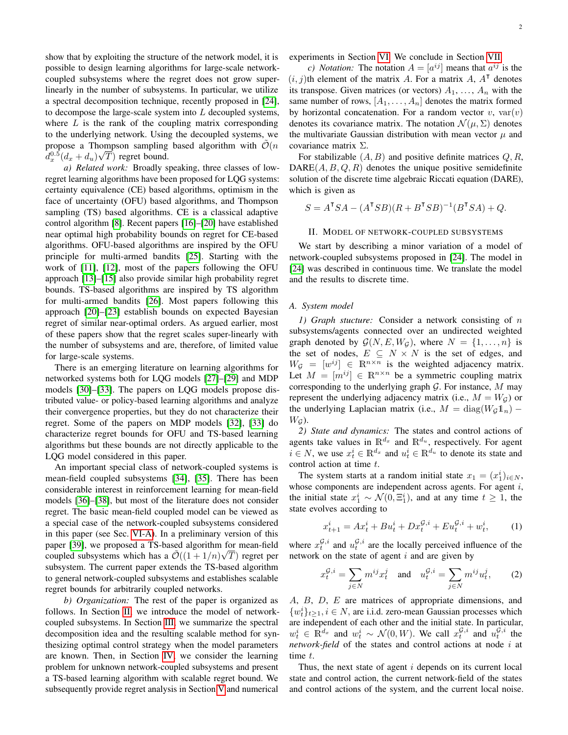show that by exploiting the structure of the network model, it is possible to design learning algorithms for large-scale network-coupled subsystems where the regret does not grow super-linearly in the number of subsystems. In particular, we utilize a spectral decomposition technique, recently proposed in [24], to decompose the large-scale system into $L$ decoupled systems, where $L$ is the rank of the coupling matrix corresponding to the underlying network. Using the decoupled systems, we propose a Thompson sampling based algorithm with $\tilde{\mathcal{O}}(n\, d_x^{0.5}(d_x + d_u)\sqrt{T})$ regret bound.

*a) Related work:* Broadly speaking, three classes of low-regret learning algorithms have been proposed for LQG systems: certainty equivalence (CE) based algorithms, optimism in the face of uncertainty (OFU) based algorithms, and Thompson sampling (TS) based algorithms. CE is a classical adaptive control algorithm [8]. Recent papers [16]–[20] have established near optimal high probability bounds on regret for CE-based algorithms. OFU-based algorithms are inspired by the OFU principle for multi-armed bandits [25]. Starting with the work of [11], [12], most of the papers following the OFU approach [13]–[15] also provide similar high probability regret bounds. TS-based algorithms are inspired by TS algorithm for multi-armed bandits [26]. Most papers following this approach [20]–[23] establish bounds on expected Bayesian regret of similar near-optimal orders. As argued earlier, most of these papers show that the regret scales super-linearly with the number of subsystems and are, therefore, of limited value for large-scale systems.

There is an emerging literature on learning algorithms for networked systems both for LQG models [27]–[29] and MDP models [30]–[33]. The papers on LQG models propose distributed value- or policy-based learning algorithms and analyze their convergence properties, but they do not characterize their regret. Some of the papers on MDP models [32], [33] do characterize regret bounds for OFU and TS-based learning algorithms but these bounds are not directly applicable to the LQG model considered in this paper.

An important special class of network-coupled systems is mean-field coupled subsystems [34], [35]. There has been considerable interest in reinforcement learning for mean-field models [36]–[38], but most of the literature does not consider regret. The basic mean-field coupled model can be viewed as a special case of the network-coupled subsystems considered in this paper (see Sec. VI-A). In a preliminary version of this paper [39], we proposed a TS-based algorithm for mean-field coupled subsystems which has a $\tilde{\mathcal{O}}((1 + 1/n)\sqrt{T})$ regret per subsystem. The current paper extends the TS-based algorithm to general network-coupled subsystems and establishes scalable regret bounds for arbitrarily coupled networks.

*b) Organization:* The rest of the paper is organized as follows. In Section II, we introduce the model of network-coupled subsystems. In Section III, we summarize the spectral decomposition idea and the resulting scalable method for synthesizing optimal control strategy when the model parameters are known. Then, in Section IV, we consider the learning problem for unknown network-coupled subsystems and present a TS-based learning algorithm with scalable regret bound. We subsequently provide regret analysis in Section V and numerical experiments in Section VI. We conclude in Section VII.

*c) Notation:* The notation $A = [a^{ij}]$ means that $a^{ij}$ is the $(i, j)$th element of the matrix $A$. For a matrix $A$, $A^\intercal$ denotes its transpose. Given matrices (or vectors) $A_1, \dots, A_n$ with the same number of rows, $[A_1, \dots, A_n]$ denotes the matrix formed by horizontal concatenation. For a random vector $v$, $\operatorname{var}(v)$ denotes its covariance matrix. The notation $\mathcal{N}(\mu, \Sigma)$ denotes the multivariate Gaussian distribution with mean vector $\mu$ and covariance matrix $\Sigma$.

For stabilizable $(A, B)$ and positive definite matrices $Q, R$, $\text{DARE}(A, B, Q, R)$ denotes the unique positive semidefinite solution of the discrete time algebraic Riccati equation (DARE), which is given as

$$S = A^\intercal S A - (A^\intercal S B)(R + B^\intercal S B)^{-1}(B^\intercal S A) + Q.$$

## II. Model of network-coupled subsystems

We start by describing a minor variation of a model of network-coupled subsystems proposed in [24]. The model in [24] was described in continuous time. We translate the model and the results to discrete time.

### A. System model

*1) Graph stucture:* Consider a network consisting of $n$ subsystems/agents connected over an undirected weighted graph denoted by $\mathcal{G}(N, E, W_{\mathcal{G}})$, where $N = \{1, \dots, n\}$ is the set of nodes, $E \subseteq N \times N$ is the set of edges, and $W_{\mathcal{G}} = [w^{ij}] \in \mathbb{R}^{n \times n}$ is the weighted adjacency matrix. Let $M = [m^{ij}] \in \mathbb{R}^{n \times n}$ be a symmetric coupling matrix corresponding to the underlying graph $\mathcal{G}$. For instance, $M$ may represent the underlying adjacency matrix (i.e., $M = W_{\mathcal{G}}$) or the underlying Laplacian matrix (i.e., $M = \operatorname{diag}(W_{\mathcal{G}} \mathbb{1}_n) - W_{\mathcal{G}}$).

*2) State and dynamics:* The states and control actions of agents take values in $\mathbb{R}^{d_x}$ and $\mathbb{R}^{d_u}$, respectively. For agent $i \in N$, we use $x_t^i \in \mathbb{R}^{d_x}$ and $u_t^i \in \mathbb{R}^{d_u}$ to denote its state and control action at time $t$.

The system starts at a random initial state $x_1 = (x_1^i)_{i \in N}$, whose components are independent across agents. For agent $i$, the initial state $x_1^i \sim \mathcal{N}(0, \Xi_1^i)$, and at any time $t \geq 1$, the state evolves according to

$$x_{t+1}^i = A x_t^i + B u_t^i + D x_t^{\mathcal{G},i} + E u_t^{\mathcal{G},i} + w_t^i, \tag{1}$$

where $x_t^{\mathcal{G},i}$ and $u_t^{\mathcal{G},i}$ are the locally perceived influence of the network on the state of agent $i$ and are given by

$$x_t^{\mathcal{G},i} = \sum_{j \in N} m^{ij} x_t^j \quad \text{and} \quad u_t^{\mathcal{G},i} = \sum_{j \in N} m^{ij} u_t^j, \tag{2}$$

$A$, $B$, $D$, $E$ are matrices of appropriate dimensions, and $\{w_t^i\}_{t \geq 1}$, $i \in N$, are i.i.d. zero-mean Gaussian processes which are independent of each other and the initial state. In particular, $w_t^i \in \mathbb{R}^{d_x}$ and $w_t^i \sim \mathcal{N}(0, W)$. We call $x_t^{\mathcal{G},i}$ and $u_t^{\mathcal{G},i}$ the *network-field* of the states and control actions at node $i$ at time $t$.

Thus, the next state of agent $i$ depends on its current local state and control action, the current network-field of the states and control actions of the system, and the current local noise.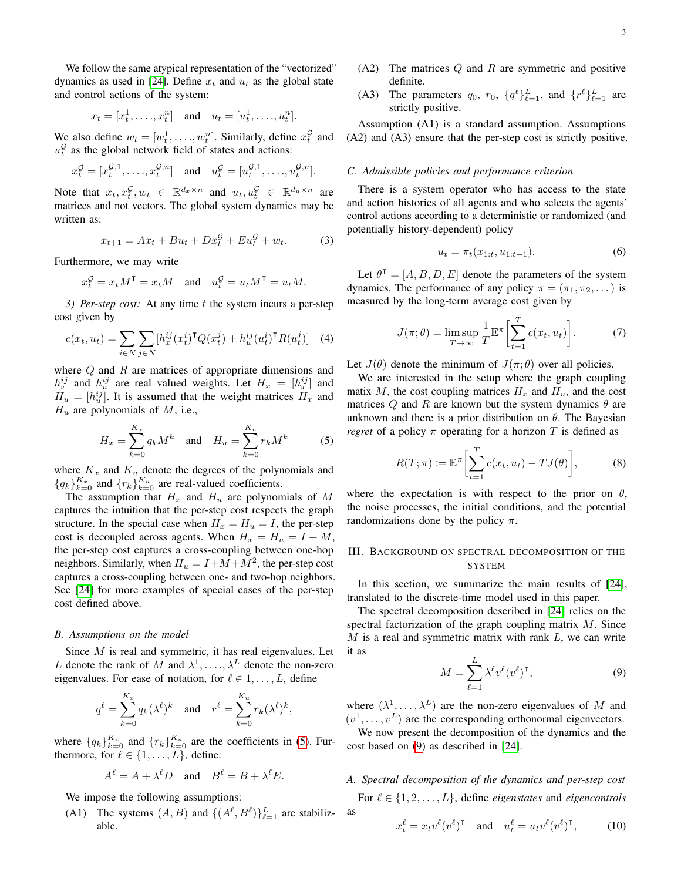We follow the same atypical representation of the "vectorized" dynamics as used in [24]. Define $x_t$ and $u_t$ as the global state and control actions of the system:

$$x_t = [x_t^1, \dots, x_t^n] \quad \text{and} \quad u_t = [u_t^1, \dots, u_t^n].$$

We also define $w_t = [w_t^1, \dots, w_t^n]$. Similarly, define $x_t^{\mathcal{G}}$ and $u_t^{\mathcal{G}}$ as the global network field of states and actions:

$$x_t^{\mathcal{G}} = [x_t^{\mathcal{G},1}, \dots, x_t^{\mathcal{G},n}] \quad \text{and} \quad u_t^{\mathcal{G}} = [u_t^{\mathcal{G},1}, \dots, u_t^{\mathcal{G},n}].$$

Note that $x_t, x_t^{\mathcal{G}}, w_t \in \mathbb{R}^{d_x \times n}$ and $u_t, u_t^{\mathcal{G}} \in \mathbb{R}^{d_u \times n}$ are matrices and not vectors. The global system dynamics may be written as:

$$x_{t+1} = Ax_t + Bu_t + Dx_t^{\mathcal{G}} + Eu_t^{\mathcal{G}} + w_t. \tag{3}$$

Furthermore, we may write

$$x_t^{\mathcal{G}} = x_t M^{\intercal} = x_t M \quad \text{and} \quad u_t^{\mathcal{G}} = u_t M^{\intercal} = u_t M.$$

*3) Per-step cost:* At any time $t$ the system incurs a per-step cost given by

$$c(x_t, u_t) = \sum_{i \in N} \sum_{j \in N} [h_x^{ij}(x_t^i)^{\intercal} Q(x_t^j) + h_u^{ij}(u_t^i)^{\intercal} R(u_t^j)] \tag{4}$$

where $Q$ and $R$ are matrices of appropriate dimensions and $h_x^{ij}$ and $h_u^{ij}$ are real valued weights. Let $H_x = [h_x^{ij}]$ and $H_u = [h_u^{ij}]$. It is assumed that the weight matrices $H_x$ and $H_u$ are polynomials of $M$, i.e.,

$$H_x = \sum_{k=0}^{K_x} q_k M^k \quad \text{and} \quad H_u = \sum_{k=0}^{K_u} r_k M^k \tag{5}$$

where $K_x$ and $K_u$ denote the degrees of the polynomials and $\{q_k\}_{k=0}^{K_x}$ and $\{r_k\}_{k=0}^{K_u}$ are real-valued coefficients.

The assumption that $H_x$ and $H_u$ are polynomials of $M$ captures the intuition that the per-step cost respects the graph structure. In the special case when $H_x = H_u = I$, the per-step cost is decoupled across agents. When $H_x = H_u = I + M$, the per-step cost captures a cross-coupling between one-hop neighbors. Similarly, when $H_u = I + M + M^2$, the per-step cost captures a cross-coupling between one- and two-hop neighbors. See [24] for more examples of special cases of the per-step cost defined above.

### B. Assumptions on the model

Since $M$ is real and symmetric, it has real eigenvalues. Let $L$ denote the rank of $M$ and $\lambda^1, \dots, \lambda^L$ denote the non-zero eigenvalues. For ease of notation, for $\ell \in 1, \dots, L$, define

$$q^{\ell} = \sum_{k=0}^{K_x} q_k (\lambda^{\ell})^k \quad \text{and} \quad r^{\ell} = \sum_{k=0}^{K_u} r_k (\lambda^{\ell})^k,$$

where $\{q_k\}_{k=0}^{K_x}$ and $\{r_k\}_{k=0}^{K_u}$ are the coefficients in (5). Furthermore, for $\ell \in \{1, \dots, L\}$, define:

$$A^{\ell} = A + \lambda^{\ell} D \quad \text{and} \quad B^{\ell} = B + \lambda^{\ell} E.$$

We impose the following assumptions:

- (A1) The systems $(A, B)$ and $\{(A^{\ell}, B^{\ell})\}_{\ell=1}^{L}$ are stabilizable.
- (A2) The matrices $Q$ and $R$ are symmetric and positive definite.
- (A3) The parameters $q_0$, $r_0$, $\{q^{\ell}\}_{\ell=1}^{L}$, and $\{r^{\ell}\}_{\ell=1}^{L}$ are strictly positive.

Assumption (A1) is a standard assumption. Assumptions (A2) and (A3) ensure that the per-step cost is strictly positive.

### C. Admissible policies and performance criterion

There is a system operator who has access to the state and action histories of all agents and who selects the agents' control actions according to a deterministic or randomized (and potentially history-dependent) policy

$$u_t = \pi_t(x_{1:t}, u_{1:t-1}). \tag{6}$$

Let $\theta^{\intercal} = [A, B, D, E]$ denote the parameters of the system dynamics. The performance of any policy $\pi = (\pi_1, \pi_2, \dots)$ is measured by the long-term average cost given by

$$J(\pi; \theta) = \limsup_{T \to \infty} \frac{1}{T} \mathbb{E}^{\pi} \Bigg[ \sum_{t=1}^{T} c(x_t, u_t) \Bigg]. \tag{7}$$

Let $J(\theta)$ denote the minimum of $J(\pi; \theta)$ over all policies.

We are interested in the setup where the graph coupling matix $M$, the cost coupling matrices $H_x$ and $H_u$, and the cost matrices $Q$ and $R$ are known but the system dynamics $\theta$ are unknown and there is a prior distribution on $\theta$. The Bayesian *regret* of a policy $\pi$ operating for a horizon $T$ is defined as

$$R(T; \pi) := \mathbb{E}^{\pi} \Bigg[ \sum_{t=1}^{T} c(x_t, u_t) - TJ(\theta) \Bigg], \tag{8}$$

where the expectation is with respect to the prior on $\theta$, the noise processes, the initial conditions, and the potential randomizations done by the policy $\pi$.

## III. Background on Spectral Decomposition of the System

In this section, we summarize the main results of [24], translated to the discrete-time model used in this paper.

The spectral decomposition described in [24] relies on the spectral factorization of the graph coupling matrix $M$. Since $M$ is a real and symmetric matrix with rank $L$, we can write it as

$$M = \sum_{\ell=1}^{L} \lambda^{\ell} v^{\ell} (v^{\ell})^{\intercal}, \tag{9}$$

where $(\lambda^1, \dots, \lambda^L)$ are the non-zero eigenvalues of $M$ and $(v^1, \dots, v^L)$ are the corresponding orthonormal eigenvectors.

We now present the decomposition of the dynamics and the cost based on (9) as described in [24].

### A. Spectral decomposition of the dynamics and per-step cost

For $\ell \in \{1, 2, \dots, L\}$, define *eigenstates* and *eigencontrols* as

$$x_t^{\ell} = x_t v^{\ell} (v^{\ell})^{\intercal} \quad \text{and} \quad u_t^{\ell} = u_t v^{\ell} (v^{\ell})^{\intercal}, \tag{10}$$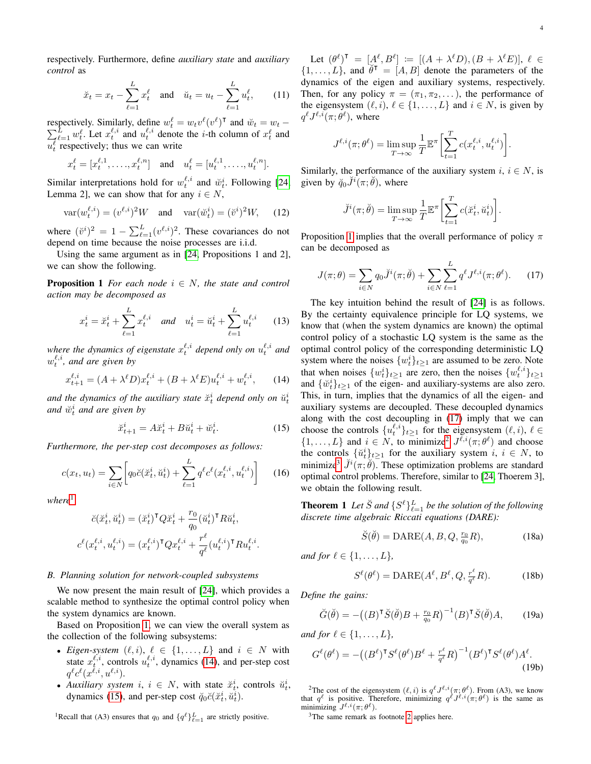respectively. Furthermore, define *auxiliary state* and *auxiliary control* as

$$\breve{x}_t = x_t - \sum_{\ell=1}^{L} x_t^\ell \quad \text{and} \quad \breve{u}_t = u_t - \sum_{\ell=1}^{L} u_t^\ell, \tag{11}$$

respectively. Similarly, define $w_t^\ell = w_t v^\ell (v^\ell)^\intercal$ and $\breve{w}_t = w_t - \sum_{\ell=1}^{L} w_t^\ell$. Let $x_t^{\ell,i}$ and $u_t^{\ell,i}$ denote the $i$-th column of $x_t^\ell$ and $u_t^\ell$ respectively; thus we can write

$$x_t^\ell = [x_t^{\ell,1}, \dots, x_t^{\ell,n}] \quad \text{and} \quad u_t^\ell = [u_t^{\ell,1}, \dots, u_t^{\ell,n}].$$

Similar interpretations hold for $w_t^{\ell,i}$ and $\breve{w}_t^i$. Following [24, Lemma 2], we can show that for any $i \in N$,

$$\operatorname{var}(w_t^{\ell,i}) = (v^{\ell,i})^2 W \quad \text{and} \quad \operatorname{var}(\breve{w}_t^i) = (\breve{v}^i)^2 W, \tag{12}$$

where $(\breve{v}^i)^2 = 1 - \sum_{\ell=1}^{L} (v^{\ell,i})^2$. These covariances do not depend on time because the noise processes are i.i.d.

Using the same argument as in [24, Propositions 1 and 2], we can show the following.

**Proposition 1** *For each node $i \in N$, the state and control action may be decomposed as*

$$x_t^i = \breve{x}_t^i + \sum_{\ell=1}^{L} x_t^{\ell,i} \quad \text{and} \quad u_t^i = \breve{u}_t^i + \sum_{\ell=1}^{L} u_t^{\ell,i} \tag{13}$$

*where the dynamics of eigenstate $x_t^{\ell,i}$ depend only on $u_t^{\ell,i}$ and $w_t^{\ell,i}$, and are given by*

$$x_{t+1}^{\ell,i} = (A + \lambda^\ell D) x_t^{\ell,i} + (B + \lambda^\ell E) u_t^{\ell,i} + w_t^{\ell,i}, \tag{14}$$

*and the dynamics of the auxiliary state $\breve{x}_t^i$ depend only on $\breve{u}_t^i$ and $\breve{w}_t^i$ and are given by*

$$\breve{x}_{t+1}^i = A \breve{x}_t^i + B \breve{u}_t^i + \breve{w}_t^i. \tag{15}$$

*Furthermore, the per-step cost decomposes as follows:*

$$c(x_t, u_t) = \sum_{i \in N} \left[ q_0 \breve{c}(\breve{x}_t^i, \breve{u}_t^i) + \sum_{\ell=1}^{L} q^\ell c^\ell (x_t^{\ell,i}, u_t^{\ell,i}) \right] \tag{16}$$

*where*[1]

$$\breve{c}(\breve{x}_t^i, \breve{u}_t^i) = (\breve{x}_t^i)^\intercal Q \breve{x}_t^i + \frac{r_0}{q_0} (\breve{u}_t^i)^\intercal R \breve{u}_t^i,$$

$$c^\ell(x_t^{\ell,i}, u_t^{\ell,i}) = (x_t^{\ell,i})^\intercal Q x_t^{\ell,i} + \frac{r^\ell}{q^\ell} (u_t^{\ell,i})^\intercal R u_t^{\ell,i}.$$

### B. Planning solution for network-coupled subsystems

We now present the main result of [24], which provides a scalable method to synthesize the optimal control policy when the system dynamics are known.

Based on Proposition 1, we can view the overall system as the collection of the following subsystems:

- *Eigen-system* $(\ell, i)$, $\ell \in \{1, \dots, L\}$ and $i \in N$ with state $x_t^{\ell,i}$, controls $u_t^{\ell,i}$, dynamics (14), and per-step cost $q^\ell c^\ell (x^{\ell,i}, u^{\ell,i})$.
- *Auxiliary system* $i$, $i \in N$, with state $\breve{x}_t^i$, controls $\breve{u}_t^i$, dynamics (15), and per-step cost $\breve{q}_0 \breve{c}(\breve{x}_t^i, \breve{u}_t^i)$.

Let $(\theta^\ell)^\intercal = [A^\ell, B^\ell] := [(A + \lambda^\ell D), (B + \lambda^\ell E)]$, $\ell \in \{1, \dots, L\}$, and $\breve{\theta}^\intercal = [A, B]$ denote the parameters of the dynamics of the eigen and auxiliary systems, respectively. Then, for any policy $\pi = (\pi_1, \pi_2, \dots)$, the performance of the eigensystem $(\ell, i)$, $\ell \in \{1, \dots, L\}$ and $i \in N$, is given by $q^\ell J^{\ell,i}(\pi; \theta^\ell)$, where

$$J^{\ell,i}(\pi; \theta^\ell) = \limsup_{T \to \infty} \frac{1}{T} \mathbb{E}^\pi \left[ \sum_{t=1}^{T} c(x_t^{\ell,i}, u_t^{\ell,i}) \right].$$

Similarly, the performance of the auxiliary system $i$, $i \in N$, is given by $\breve{q}_0 \breve{J}^i(\pi; \breve{\theta})$, where

$$\breve{J}^i(\pi; \breve{\theta}) = \limsup_{T \to \infty} \frac{1}{T} \mathbb{E}^\pi \left[ \sum_{t=1}^{T} c(\breve{x}_t^i, \breve{u}_t^i) \right].$$

Proposition 1 implies that the overall performance of policy $\pi$ can be decomposed as

$$J(\pi; \theta) = \sum_{i \in N} q_0 \breve{J}^i(\pi; \breve{\theta}) + \sum_{i \in N} \sum_{\ell=1}^{L} q^\ell J^{\ell,i}(\pi; \theta^\ell). \tag{17}$$

The key intuition behind the result of [24] is as follows. By the certainty equivalence principle for LQ systems, we know that (when the system dynamics are known) the optimal control policy of a stochastic LQ system is the same as the optimal control policy of the corresponding deterministic LQ system where the noises $\{w_t^i\}_{t \ge 1}$ are assumed to be zero. Note that when noises $\{w_t^i\}_{t \ge 1}$ are zero, then the noises $\{w_t^{\ell,i}\}_{t \ge 1}$ and $\{\breve{w}_t^i\}_{t \ge 1}$ of the eigen- and auxiliary-systems are also zero. This, in turn, implies that the dynamics of all the eigen- and auxiliary systems are decoupled. These decoupled dynamics along with the cost decoupling in (17) imply that we can choose the controls $\{u_t^{\ell,i}\}_{t \ge 1}$ for the eigensystem $(\ell, i)$, $\ell \in \{1, \dots, L\}$ and $i \in N$, to minimize[2] $J^{\ell,i}(\pi; \theta^\ell)$ and choose the controls $\{\breve{u}_t^i\}_{t \ge 1}$ for the auxiliary system $i$, $i \in N$, to minimize[3] $\breve{J}^i(\pi; \breve{\theta})$. These optimization problems are standard optimal control problems. Therefore, similar to [24, Thoerem 3], we obtain the following result.

**Theorem 1** *Let $\breve{S}$ and $\{S^\ell\}_{\ell=1}^{L}$ be the solution of the following discrete time algebraic Riccati equations (DARE):*

$$\breve{S}(\breve{\theta}) = \operatorname{DARE}(A, B, Q, \tfrac{r_0}{q_0} R), \tag{18a}$$

*and for $\ell \in \{1, \dots, L\}$,*

$$S^\ell(\theta^\ell) = \operatorname{DARE}(A^\ell, B^\ell, Q, \tfrac{r^\ell}{q^\ell} R). \tag{18b}$$

*Define the gains:*

$$\breve{G}(\breve{\theta}) = -\big( (B)^\intercal \breve{S}(\breve{\theta}) B + \tfrac{r_0}{q_0} R \big)^{-1} (B)^\intercal \breve{S}(\breve{\theta}) A, \tag{19a}$$

*and for $\ell \in \{1, \dots, L\}$,*

$$G^\ell(\theta^\ell) = -\big( (B^\ell)^\intercal S^\ell(\theta^\ell) B^\ell + \tfrac{r^\ell}{q^\ell} R \big)^{-1} (B^\ell)^\intercal S^\ell(\theta^\ell) A^\ell. \tag{19b}$$

[1] Recall that (A3) ensures that $q_0$ and $\{q^\ell\}_{\ell=1}^{L}$ are strictly positive.

[2] The cost of the eigensystem $(\ell, i)$ is $q^\ell J^{\ell,i}(\pi; \theta^\ell)$. From (A3), we know that $q^\ell$ is positive. Therefore, minimizing $q^\ell J^{\ell,i}(\pi; \theta^\ell)$ is the same as minimizing $J^{\ell,i}(\pi; \theta^\ell)$.

[3] The same remark as footnote 2 applies here.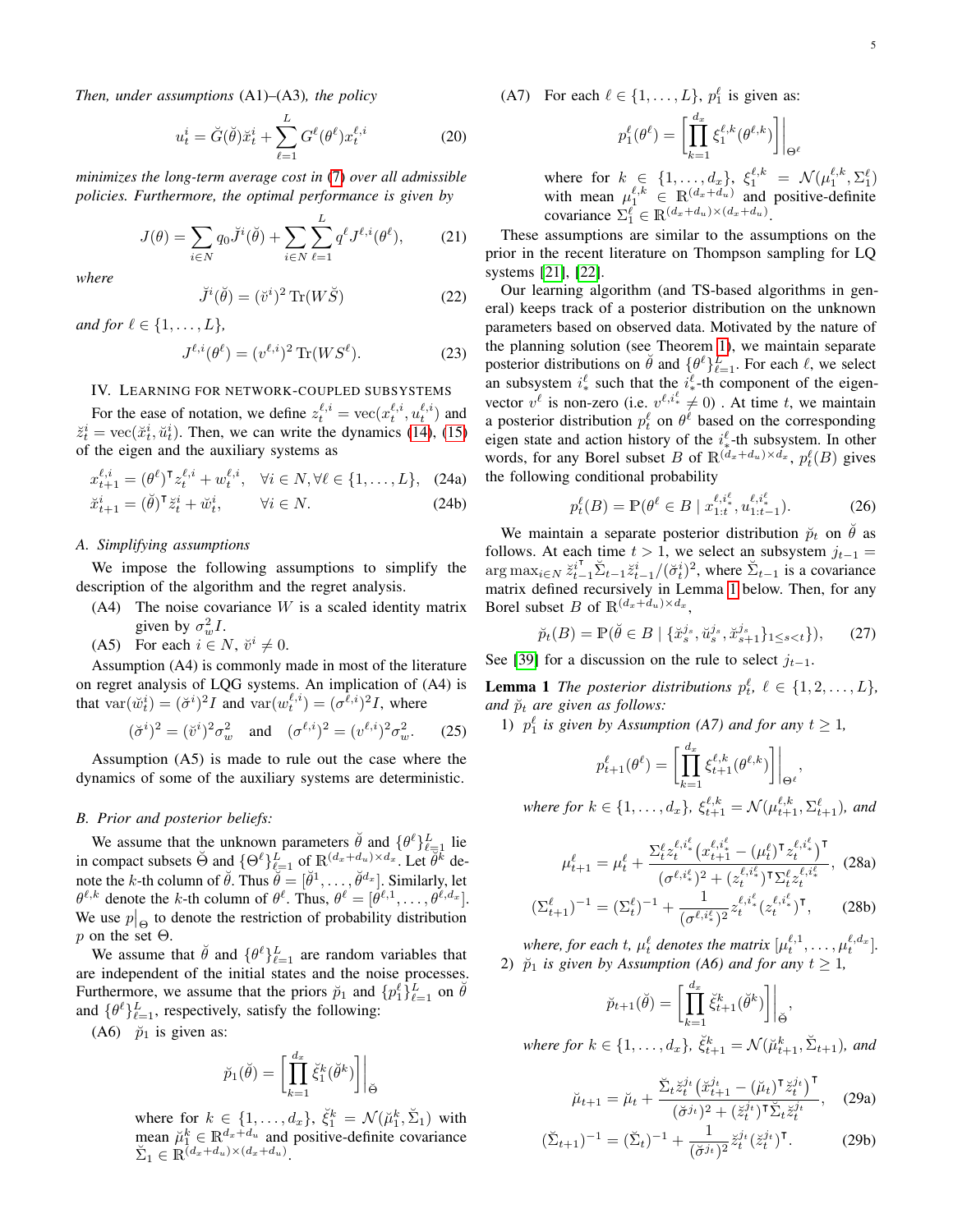*Then, under assumptions* (A1)–(A3)*, the policy*

$$u_t^i = \breve{G}(\breve{\theta})\breve{x}_t^i + \sum_{\ell=1}^{L} G^\ell(\theta^\ell) x_t^{\ell,i} \tag{20}$$

*minimizes the long-term average cost in (7) over all admissible policies. Furthermore, the optimal performance is given by*

$$J(\theta) = \sum_{i\in N} q_0 \breve{J}^i(\breve{\theta}) + \sum_{i\in N}\sum_{\ell=1}^{L} q^\ell J^{\ell,i}(\theta^\ell), \tag{21}$$

*where*

$$\breve{J}^i(\breve{\theta}) = (\breve{v}^i)^2 \operatorname{Tr}(W\breve{S}) \tag{22}$$

*and for* $\ell \in \{1,\dots,L\}$*,*

$$J^{\ell,i}(\theta^\ell) = (v^{\ell,i})^2 \operatorname{Tr}(WS^\ell). \tag{23}$$

## IV. Learning for network-coupled subsystems

For the ease of notation, we define $z_t^{\ell,i} = \operatorname{vec}(x_t^{\ell,i}, u_t^{\ell,i})$ and $\breve{z}_t^i = \operatorname{vec}(\breve{x}_t^i, \breve{u}_t^i)$. Then, we can write the dynamics (14), (15) of the eigen and the auxiliary systems as

$$x_{t+1}^{\ell,i} = (\theta^\ell)^\intercal z_t^{\ell,i} + w_t^{\ell,i}, \quad \forall i \in N, \forall \ell \in \{1,\dots,L\}, \tag{24a}$$

$$\breve{x}_{t+1}^i = (\breve{\theta})^\intercal \breve{z}_t^i + \breve{w}_t^i, \qquad \forall i \in N. \tag{24b}$$

### A. Simplifying assumptions

We impose the following assumptions to simplify the description of the algorithm and the regret analysis.

- (A4) The noise covariance $W$ is a scaled identity matrix given by $\sigma_w^2 I$.
- (A5) For each $i \in N$, $\breve{v}^i \neq 0$.

Assumption (A4) is commonly made in most of the literature on regret analysis of LQG systems. An implication of (A4) is that $\operatorname{var}(\breve{w}_t^i) = (\breve{\sigma}^i)^2 I$ and $\operatorname{var}(w_t^{\ell,i}) = (\sigma^{\ell,i})^2 I$, where

$$(\breve{\sigma}^i)^2 = (\breve{v}^i)^2\sigma_w^2 \quad \text{and} \quad (\sigma^{\ell,i})^2 = (v^{\ell,i})^2\sigma_w^2. \tag{25}$$

Assumption (A5) is made to rule out the case where the dynamics of some of the auxiliary systems are deterministic.

### B. Prior and posterior beliefs:

We assume that the unknown parameters $\breve{\theta}$ and $\{\theta^\ell\}_{\ell=1}^L$ lie in compact subsets $\breve{\Theta}$ and $\{\Theta^\ell\}_{\ell=1}^L$ of $\mathbb{R}^{(d_x+d_u)\times d_x}$. Let $\breve{\theta}^k$ denote the $k$-th column of $\breve{\theta}$. Thus $\breve{\theta} = [\breve{\theta}^1,\dots,\breve{\theta}^{d_x}]$. Similarly, let $\theta^{\ell,k}$ denote the $k$-th column of $\theta^\ell$. Thus, $\theta^\ell = [\theta^{\ell,1},\dots,\theta^{\ell,d_x}]$. We use $p\big|_\Theta$ to denote the restriction of probability distribution $p$ on the set $\Theta$.

We assume that $\breve{\theta}$ and $\{\theta^\ell\}_{\ell=1}^L$ are random variables that are independent of the initial states and the noise processes. Furthermore, we assume that the priors $\breve{p}_1$ and $\{p_1^\ell\}_{\ell=1}^L$ on $\breve{\theta}$ and $\{\theta^\ell\}_{\ell=1}^L$, respectively, satisfy the following:

(A6) $\breve{p}_1$ is given as:

$$\breve{p}_1(\breve{\theta}) = \left[\prod_{k=1}^{d_x}\breve{\xi}_1^k(\breve{\theta}^k)\right]\Big|_{\breve{\Theta}}$$

where for $k \in \{1,\dots,d_x\}$, $\breve{\xi}_1^k = \mathcal{N}(\breve{\mu}_1^k, \breve{\Sigma}_1)$ with mean $\breve{\mu}_1^k \in \mathbb{R}^{d_x+d_u}$ and positive-definite covariance $\breve{\Sigma}_1 \in \mathbb{R}^{(d_x+d_u)\times(d_x+d_u)}$.

(A7) For each $\ell \in \{1,\dots,L\}$, $p_1^\ell$ is given as:

$$p_1^\ell(\theta^\ell) = \left[\prod_{k=1}^{d_x}\xi_1^{\ell,k}(\theta^{\ell,k})\right]\Big|_{\Theta^\ell}$$

where for $k \in \{1,\dots,d_x\}$, $\xi_1^{\ell,k} = \mathcal{N}(\mu_1^{\ell,k}, \Sigma_1^\ell)$ with mean $\mu_1^{\ell,k} \in \mathbb{R}^{(d_x+d_u)}$ and positive-definite covariance $\Sigma_1^\ell \in \mathbb{R}^{(d_x+d_u)\times(d_x+d_u)}$.

These assumptions are similar to the assumptions on the prior in the recent literature on Thompson sampling for LQ systems [21], [22].

Our learning algorithm (and TS-based algorithms in general) keeps track of a posterior distribution on the unknown parameters based on observed data. Motivated by the nature of the planning solution (see Theorem 1), we maintain separate posterior distributions on $\breve{\theta}$ and $\{\theta^\ell\}_{\ell=1}^L$. For each $\ell$, we select an subsystem $i_*^\ell$ such that the $i_*^\ell$-th component of the eigenvector $v^\ell$ is non-zero (i.e. $v^{\ell,i_*^\ell} \neq 0$) . At time $t$, we maintain a posterior distribution $p_t^\ell$ on $\theta^\ell$ based on the corresponding eigen state and action history of the $i_*^\ell$-th subsystem. In other words, for any Borel subset $B$ of $\mathbb{R}^{(d_x+d_u)\times d_x}$, $p_t^\ell(B)$ gives the following conditional probability

$$p_t^\ell(B) = \mathbb{P}(\theta^\ell \in B \mid x_{1:t}^{\ell,i_*^\ell}, u_{1:t-1}^{\ell,i_*^\ell}). \tag{26}$$

We maintain a separate posterior distribution $\breve{p}_t$ on $\breve{\theta}$ as follows. At each time $t > 1$, we select an subsystem $j_{t-1} = \arg\max_{i\in N} \breve{z}_{t-1}^{i\intercal}\breve{\Sigma}_{t-1}\breve{z}_{t-1}^i/(\breve{\sigma}_t^i)^2$, where $\breve{\Sigma}_{t-1}$ is a covariance matrix defined recursively in Lemma 1 below. Then, for any Borel subset $B$ of $\mathbb{R}^{(d_x+d_u)\times d_x}$,

$$\breve{p}_t(B) = \mathbb{P}(\breve{\theta} \in B \mid \{\breve{x}_s^{j_s}, \breve{u}_s^{j_s}, \breve{x}_{s+1}^{j_s}\}_{1\le s<t}), \tag{27}$$

See [39] for a discussion on the rule to select $j_{t-1}$.

**Lemma 1** *The posterior distributions* $p_t^\ell$*,* $\ell \in \{1,2,\dots,L\}$*, and* $\breve{p}_t$ *are given as follows:*

1) $p_1^\ell$ *is given by Assumption (A7) and for any* $t \ge 1$*,*

$$p_{t+1}^\ell(\theta^\ell) = \left[\prod_{k=1}^{d_x}\xi_{t+1}^{\ell,k}(\theta^{\ell,k})\right]\Big|_{\Theta^\ell},$$

*where for* $k \in \{1,\dots,d_x\}$*,* $\xi_{t+1}^{\ell,k} = \mathcal{N}(\mu_{t+1}^{\ell,k}, \Sigma_{t+1}^\ell)$*, and*

$$\mu_{t+1}^\ell = \mu_t^\ell + \frac{\Sigma_t^\ell z_t^{\ell,i_*^\ell}\big(x_{t+1}^{\ell,i_*^\ell} - (\mu_t^\ell)^\intercal z_t^{\ell,i_*^\ell}\big)^\intercal}{(\sigma^{\ell,i_*^\ell})^2 + (z_t^{\ell,i_*^\ell})^\intercal\Sigma_t^\ell z_t^{\ell,i_*^\ell}}, \tag{28a}$$

$$(\Sigma_{t+1}^\ell)^{-1} = (\Sigma_t^\ell)^{-1} + \frac{1}{(\sigma^{\ell,i_*^\ell})^2} z_t^{\ell,i_*^\ell}(z_t^{\ell,i_*^\ell})^\intercal, \tag{28b}$$

*where, for each* $t$*,* $\mu_t^\ell$ *denotes the matrix* $[\mu_t^{\ell,1},\dots,\mu_t^{\ell,d_x}]$*.*

2) $\breve{p}_1$ *is given by Assumption (A6) and for any* $t \ge 1$*,*

$$\breve{p}_{t+1}(\breve{\theta}) = \left[\prod_{k=1}^{d_x}\breve{\xi}_{t+1}^k(\breve{\theta}^k)\right]\Big|_{\breve{\Theta}},$$

*where for* $k \in \{1,\dots,d_x\}$*,* $\breve{\xi}_{t+1}^k = \mathcal{N}(\breve{\mu}_{t+1}^k, \breve{\Sigma}_{t+1})$*, and*

$$\breve{\mu}_{t+1} = \breve{\mu}_t + \frac{\breve{\Sigma}_t\breve{z}_t^{j_t}\big(\breve{x}_{t+1}^{j_t} - (\breve{\mu}_t)^\intercal\breve{z}_t^{j_t}\big)^\intercal}{(\breve{\sigma}^{j_t})^2 + (\breve{z}_t^{j_t})^\intercal\breve{\Sigma}_t\breve{z}_t^{j_t}}, \tag{29a}$$

$$(\breve{\Sigma}_{t+1})^{-1} = (\breve{\Sigma}_t)^{-1} + \frac{1}{(\breve{\sigma}^{j_t})^2}\breve{z}_t^{j_t}(\breve{z}_t^{j_t})^\intercal. \tag{29b}$$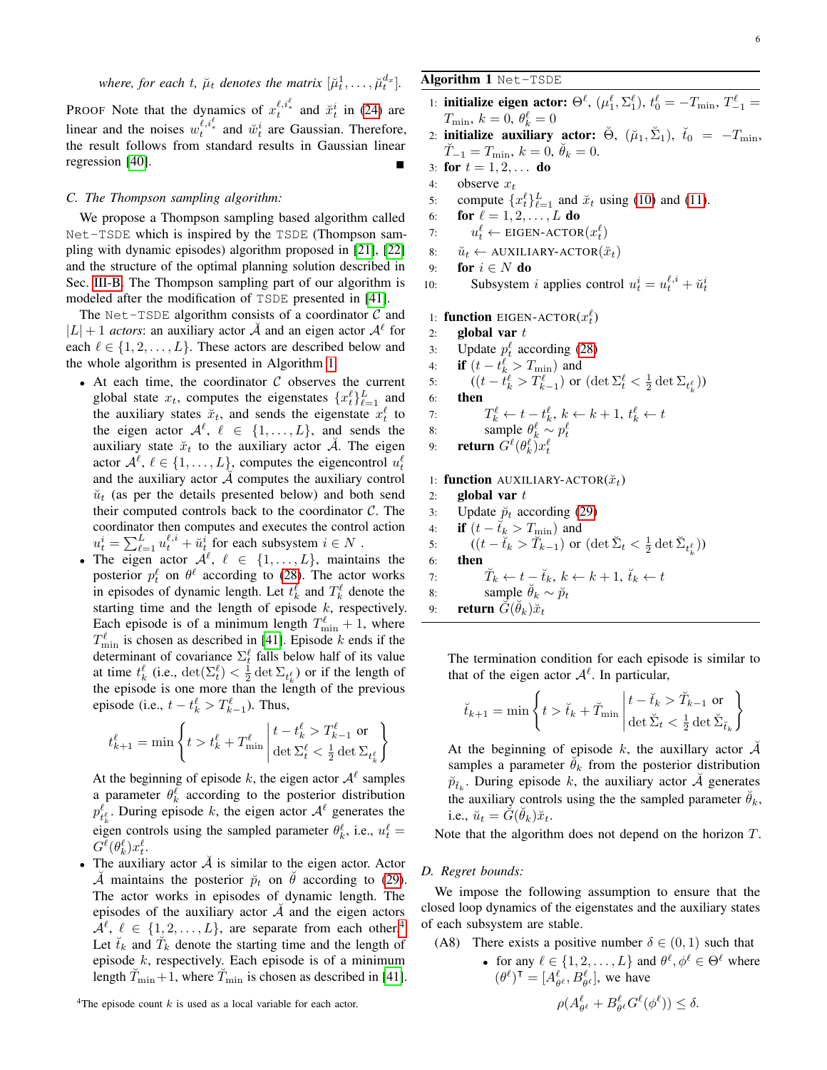*where, for each $t$, $\breve{\mu}_t$ denotes the matrix $[\breve{\mu}^1_t, \ldots, \breve{\mu}^{d_x}_t]$.*

PROOF Note that the dynamics of $x^{\ell,i^\ell_*}_t$ and $\breve{x}^i_t$ in (24) are linear and the noises $w^{\ell,i^\ell_*}_t$ and $\breve{w}^i_t$ are Gaussian. Therefore, the result follows from standard results in Gaussian linear regression [40]. ■

### C. The Thompson sampling algorithm:

We propose a Thompson sampling based algorithm called Net-TSDE which is inspired by the TSDE (Thompson sampling with dynamic episodes) algorithm proposed in [21], [22] and the structure of the optimal planning solution described in Sec. III-B. The Thompson sampling part of our algorithm is modeled after the modification of TSDE presented in [41].

The Net-TSDE algorithm consists of a coordinator $\mathcal{C}$ and $|L|+1$ *actors*: an auxiliary actor $\breve{\mathcal{A}}$ and an eigen actor $\mathcal{A}^\ell$ for each $\ell \in \{1, 2, \ldots, L\}$. These actors are described below and the whole algorithm is presented in Algorithm 1.

- At each time, the coordinator $\mathcal{C}$ observes the current global state $x_t$, computes the eigenstates $\{x^\ell_t\}^L_{\ell=1}$ and the auxiliary states $\breve{x}_t$, and sends the eigenstate $x^\ell_t$ to the eigen actor $\mathcal{A}^\ell$, $\ell \in \{1, \ldots, L\}$, and sends the auxiliary state $\breve{x}_t$ to the auxiliary actor $\breve{\mathcal{A}}$. The eigen actor $\mathcal{A}^\ell$, $\ell \in \{1, \ldots, L\}$, computes the eigencontrol $u^\ell_t$ and the auxiliary actor $\breve{\mathcal{A}}$ computes the auxiliary control $\breve{u}_t$ (as per the details presented below) and both send their computed controls back to the coordinator $\mathcal{C}$. The coordinator then computes and executes the control action $u^i_t = \sum^L_{\ell=1} u^{\ell,i}_t + \breve{u}^i_t$ for each subsystem $i \in N$ .
- The eigen actor $\mathcal{A}^\ell$, $\ell \in \{1, \ldots, L\}$, maintains the posterior $p^\ell_t$ on $\theta^\ell$ according to (28). The actor works in episodes of dynamic length. Let $t^\ell_k$ and $T^\ell_k$ denote the starting time and the length of episode $k$, respectively. Each episode is of a minimum length $T^\ell_{\min}+1$, where $T^\ell_{\min}$ is chosen as described in [41]. Episode $k$ ends if the determinant of covariance $\Sigma^\ell_t$ falls below half of its value at time $t^\ell_k$ (i.e., $\det(\Sigma^\ell_t) < \frac{1}{2}\det \Sigma_{t^\ell_k}$) or if the length of the episode is one more than the length of the previous episode (i.e., $t - t^\ell_k > T^\ell_{k-1}$). Thus,
$$t^\ell_{k+1} = \min\left\{ t > t^\ell_k + T^\ell_{\min} \,\middle|\, \begin{array}{l} t - t^\ell_k > T^\ell_{k-1} \text{ or} \\ \det \Sigma^\ell_t < \frac{1}{2}\det \Sigma_{t^\ell_k} \end{array} \right\}$$
At the beginning of episode $k$, the eigen actor $\mathcal{A}^\ell$ samples a parameter $\theta^\ell_k$ according to the posterior distribution $p^\ell_{t^\ell_k}$. During episode $k$, the eigen actor $\mathcal{A}^\ell$ generates the eigen controls using the sampled parameter $\theta^\ell_k$, i.e., $u^\ell_t = G^\ell(\theta^\ell_k)x^\ell_t$.
- The auxiliary actor $\breve{\mathcal{A}}$ is similar to the eigen actor. Actor $\breve{\mathcal{A}}$ maintains the posterior $\breve{p}_t$ on $\breve{\theta}$ according to (29). The actor works in episodes of dynamic length. The episodes of the auxiliary actor $\breve{\mathcal{A}}$ and the eigen actors $\mathcal{A}^\ell$, $\ell \in \{1, 2, \ldots, L\}$, are separate from each other[4]. Let $\breve{t}_k$ and $\breve{T}_k$ denote the starting time and the length of episode $k$, respectively. Each episode is of a minimum length $\breve{T}_{\min}+1$, where $\breve{T}_{\min}$ is chosen as described in [41]. The termination condition for each episode is similar to that of the eigen actor $\mathcal{A}^\ell$. In particular,
$$\breve{t}_{k+1} = \min\left\{ t > \breve{t}_k + \breve{T}_{\min} \,\middle|\, \begin{array}{l} t - \breve{t}_k > \breve{T}_{k-1} \text{ or} \\ \det \breve{\Sigma}_t < \frac{1}{2}\det \breve{\Sigma}_{\breve{t}_k} \end{array} \right\}$$
At the beginning of episode $k$, the auxillary actor $\breve{\mathcal{A}}$ samples a parameter $\breve{\theta}_k$ from the posterior distribution $\breve{p}_{\breve{t}_k}$. During episode $k$, the auxillary actor $\breve{\mathcal{A}}$ generates the auxiliary controls using the the sampled parameter $\breve{\theta}_k$, i.e., $\breve{u}_t = \breve{G}(\breve{\theta}_k)\breve{x}_t$.

Note that the algorithm does not depend on the horizon $T$.

[4] The episode count $k$ is used as a local variable for each actor.

**Algorithm 1** Net-TSDE

```
1: initialize eigen actor: Θ^ℓ, (μ^ℓ_1, Σ^ℓ_1), t^ℓ_0 = −T_min, T^ℓ_{−1} = T_min, k = 0, θ^ℓ_k = 0
2: initialize auxiliary actor: Θ̆, (μ̆_1, Σ̆_1), t̆_0 = −T_min, T̆_{−1} = T_min, k = 0, θ̆_k = 0.
3: for t = 1, 2, ... do
4:    observe x_t
5:    compute {x^ℓ_t}^L_{ℓ=1} and x̆_t using (10) and (11).
6:    for ℓ = 1, 2, ..., L do
7:       u^ℓ_t ← EIGEN-ACTOR(x^ℓ_t)
8:    ŭ_t ← AUXILIARY-ACTOR(x̆_t)
9:    for i ∈ N do
10:      Subsystem i applies control u^i_t = u^{ℓ,i}_t + ŭ^i_t

1: function EIGEN-ACTOR(x^ℓ_t)
2:    global var t
3:    Update p^ℓ_t according (28)
4:    if (t − t^ℓ_k > T_min) and
5:       ((t − t^ℓ_k > T^ℓ_{k−1}) or (det Σ^ℓ_t < ½ det Σ_{t^ℓ_k}))
6:    then
7:       T^ℓ_k ← t − t^ℓ_k, k ← k + 1, t^ℓ_k ← t
8:       sample θ^ℓ_k ∼ p^ℓ_t
9:    return G^ℓ(θ^ℓ_k) x^ℓ_t

1: function AUXILIARY-ACTOR(x̆_t)
2:    global var t
3:    Update p̆_t according (29)
4:    if (t − t̆_k > T_min) and
5:       ((t − t̆_k > T̆_{k−1}) or (det Σ̆_t < ½ det Σ̆_{t^ℓ_k}))
6:    then
7:       T̆_k ← t − t̆_k, k ← k + 1, t̆_k ← t
8:       sample θ̆_k ∼ p̆_t
9:    return Ğ(θ̆_k) x̆_t
```

### D. Regret bounds:

We impose the following assumption to ensure that the closed loop dynamics of the eigenstates and the auxiliary states of each subsystem are stable.

(A8) There exists a positive number $\delta \in (0,1)$ such that

- for any $\ell \in \{1, 2, \ldots, L\}$ and $\theta^\ell, \phi^\ell \in \Theta^\ell$ where $(\theta^\ell)^\intercal = [A^\ell_{\theta^\ell}, B^\ell_{\theta^\ell}]$, we have
$$\rho(A^\ell_{\theta^\ell} + B^\ell_{\theta^\ell} G^\ell(\phi^\ell)) \le \delta.$$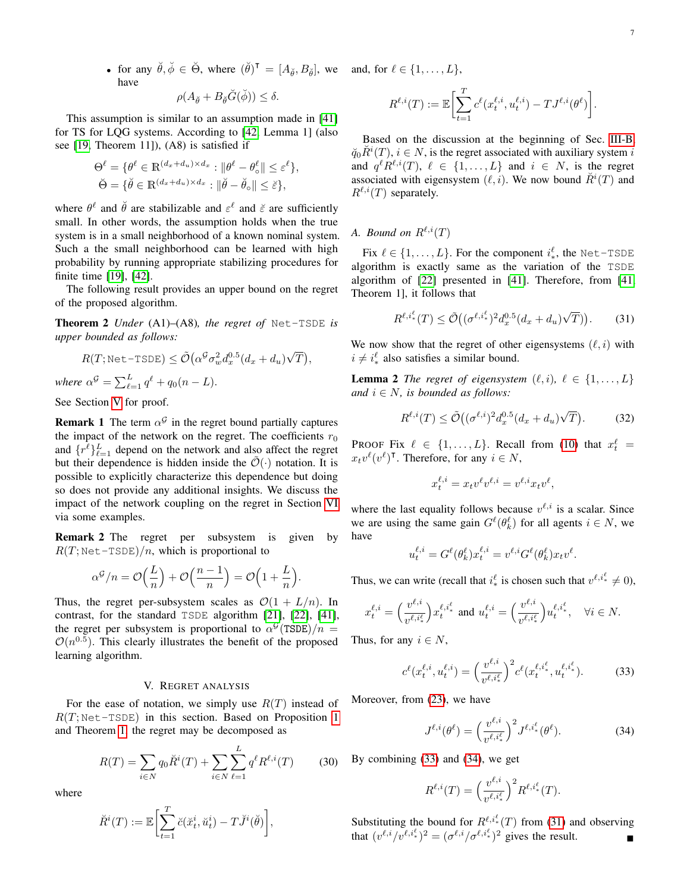- for any $\breve{\theta}, \breve{\phi} \in \breve{\Theta}$, where $(\breve{\theta})^\intercal = [A_{\breve{\theta}}, B_{\breve{\theta}}]$, we have

$$\rho(A_{\breve{\theta}} + B_{\breve{\theta}}\breve{G}(\breve{\phi})) \leq \delta.$$

This assumption is similar to an assumption made in [41] for TS for LQG systems. According to [42, Lemma 1] (also see [19, Theorem 11]), (A8) is satisfied if

$$\Theta^\ell = \{\theta^\ell \in \mathbb{R}^{(d_x+d_u)\times d_x} : \|\theta^\ell - \theta^\ell_\circ\| \leq \varepsilon^\ell\},$$
$$\breve{\Theta} = \{\breve{\theta} \in \mathbb{R}^{(d_x+d_u)\times d_x} : \|\breve{\theta} - \breve{\theta}_\circ\| \leq \breve{\varepsilon}\},$$

where $\theta^\ell$ and $\breve{\theta}$ are stabilizable and $\varepsilon^\ell$ and $\breve{\varepsilon}$ are sufficiently small. In other words, the assumption holds when the true system is in a small neighborhood of a known nominal system. Such a the small neighborhood can be learned with high probability by running appropriate stabilizing procedures for finite time [19], [42].

The following result provides an upper bound on the regret of the proposed algorithm.

**Theorem 2** *Under (A1)–(A8), the regret of* `Net-TSDE` *is upper bounded as follows:*

$$R(T; \texttt{Net-TSDE}) \leq \tilde{\mathcal{O}}\big(\alpha^{\mathcal{G}}\sigma_w^2 d_x^{0.5}(d_x+d_u)\sqrt{T}\big),$$

*where* $\alpha^{\mathcal{G}} = \sum_{\ell=1}^{L} q^\ell + q_0(n-L)$.

See Section V for proof.

**Remark 1** The term $\alpha^{\mathcal{G}}$ in the regret bound partially captures the impact of the network on the regret. The coefficients $r_0$ and $\{r^\ell\}_{\ell=1}^{L}$ depend on the network and also affect the regret but their dependence is hidden inside the $\tilde{\mathcal{O}}(\cdot)$ notation. It is possible to explicitly characterize this dependence but doing so does not provide any additional insights. We discuss the impact of the network coupling on the regret in Section VI via some examples.

**Remark 2** The regret per subsystem is given by $R(T; \texttt{Net-TSDE})/n$, which is proportional to

$$\alpha^{\mathcal{G}}/n = \mathcal{O}\Big(\frac{L}{n}\Big) + \mathcal{O}\Big(\frac{n-1}{n}\Big) = \mathcal{O}\Big(1 + \frac{L}{n}\Big).$$

Thus, the regret per-subsystem scales as $\mathcal{O}(1 + L/n)$. In contrast, for the standard `TSDE` algorithm [21], [22], [41], the regret per subsystem is proportional to $\alpha^{\mathcal{G}}(\texttt{TSDE})/n = \mathcal{O}(n^{0.5})$. This clearly illustrates the benefit of the proposed learning algorithm.

## V. Regret analysis

For the ease of notation, we simply use $R(T)$ instead of $R(T; \texttt{Net-TSDE})$ in this section. Based on Proposition 1 and Theorem 1, the regret may be decomposed as

$$R(T) = \sum_{i\in N} q_0 \breve{R}^i(T) + \sum_{i\in N}\sum_{\ell=1}^{L} q^\ell R^{\ell,i}(T) \tag{30}$$

where

$$\breve{R}^i(T) := \mathbb{E}\Big[\sum_{t=1}^{T} \breve{c}(\breve{x}^i_t, \breve{u}^i_t) - T\breve{J}^i(\breve{\theta})\Big],$$

and, for $\ell \in \{1, \dots, L\}$,

$$R^{\ell,i}(T) := \mathbb{E}\Big[\sum_{t=1}^{T} c^\ell(x^{\ell,i}_t, u^{\ell,i}_t) - TJ^{\ell,i}(\theta^\ell)\Big].$$

Based on the discussion at the beginning of Sec. III-B, $\breve{q}_0\breve{R}^i(T)$, $i \in N$, is the regret associated with auxiliary system $i$ and $q^\ell R^{\ell,i}(T)$, $\ell \in \{1, \dots, L\}$ and $i \in N$, is the regret associated with eigensystem $(\ell, i)$. We now bound $\breve{R}^i(T)$ and $R^{\ell,i}(T)$ separately.

### A. Bound on $R^{\ell,i}(T)$

Fix $\ell \in \{1, \dots, L\}$. For the component $i^\ell_*$, the `Net-TSDE` algorithm is exactly same as the variation of the `TSDE` algorithm of [22] presented in [41]. Therefore, from [41, Theorem 1], it follows that

$$R^{\ell,i^\ell_*}(T) \leq \tilde{\mathcal{O}}\big((\sigma^{\ell,i^\ell_*})^2 d_x^{0.5}(d_x+d_u)\sqrt{T}\big). \tag{31}$$

We now show that the regret of other eigensystems $(\ell, i)$ with $i \neq i^\ell_*$ also satisfies a similar bound.

**Lemma 2** *The regret of eigensystem* $(\ell, i)$, $\ell \in \{1, \dots, L\}$ *and* $i \in N$, *is bounded as follows:*

$$R^{\ell,i}(T) \leq \tilde{\mathcal{O}}\big((\sigma^{\ell,i})^2 d_x^{0.5}(d_x+d_u)\sqrt{T}\big). \tag{32}$$

Proof Fix $\ell \in \{1, \dots, L\}$. Recall from (10) that $x^\ell_t = x_t v^\ell (v^\ell)^\intercal$. Therefore, for any $i \in N$,

$$x^{\ell,i}_t = x_t v^\ell v^{\ell,i} = v^{\ell,i} x_t v^\ell,$$

where the last equality follows because $v^{\ell,i}$ is a scalar. Since we are using the same gain $G^\ell(\theta^\ell_k)$ for all agents $i \in N$, we have

$$u^{\ell,i}_t = G^\ell(\theta^\ell_k)x^{\ell,i}_t = v^{\ell,i}G^\ell(\theta^\ell_k)x_t v^\ell.$$

Thus, we can write (recall that $i^\ell_*$ is chosen such that $v^{\ell,i^\ell_*} \neq 0$),

$$x^{\ell,i}_t = \Big(\frac{v^{\ell,i}}{v^{\ell,i^\ell_*}}\Big)x^{\ell,i^\ell_*}_t \text{ and } u^{\ell,i}_t = \Big(\frac{v^{\ell,i}}{v^{\ell,i^\ell_*}}\Big)u^{\ell,i^\ell_*}_t, \quad \forall i \in N.$$

Thus, for any $i \in N$,

$$c^\ell(x^{\ell,i}_t, u^{\ell,i}_t) = \Big(\frac{v^{\ell,i}}{v^{\ell,i^\ell_*}}\Big)^2 c^\ell(x^{\ell,i^\ell_*}_t, u^{\ell,i^\ell_*}_t). \tag{33}$$

Moreover, from (23), we have

$$J^{\ell,i}(\theta^\ell) = \Big(\frac{v^{\ell,i}}{v^{\ell,i^\ell_*}}\Big)^2 J^{\ell,i^\ell_*}(\theta^\ell). \tag{34}$$

By combining (33) and (34), we get

$$R^{\ell,i}(T) = \Big(\frac{v^{\ell,i}}{v^{\ell,i^\ell_*}}\Big)^2 R^{\ell,i^\ell_*}(T).$$

Substituting the bound for $R^{\ell,i^\ell_*}(T)$ from (31) and observing that $(v^{\ell,i}/v^{\ell,i^\ell_*})^2 = (\sigma^{\ell,i}/\sigma^{\ell,i^\ell_*})^2$ gives the result. ∎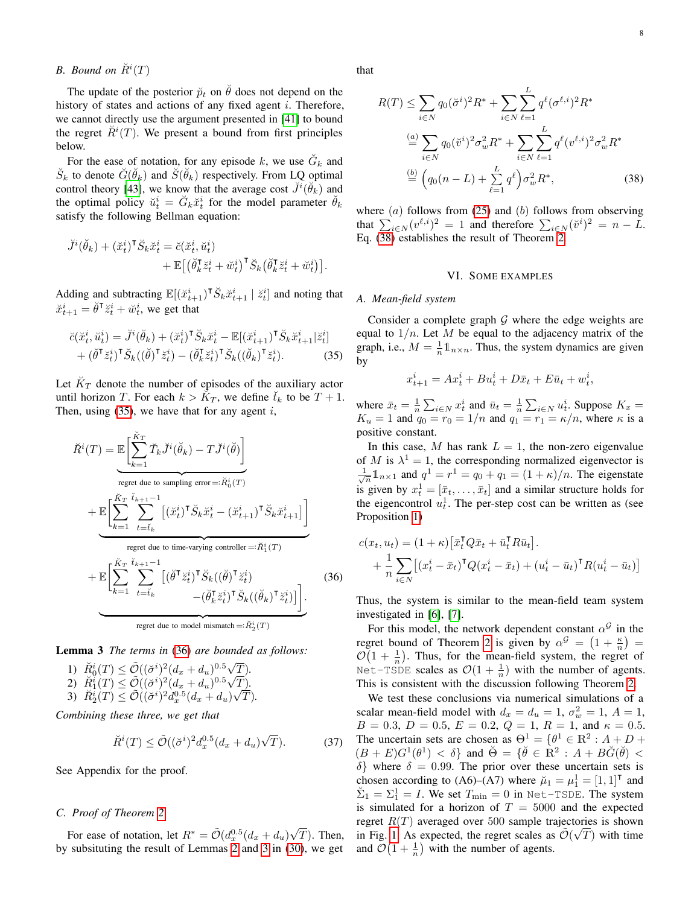### B. Bound on $\breve{R}^i(T)$

The update of the posterior $\breve{p}_t$ on $\breve{\theta}$ does not depend on the history of states and actions of any fixed agent $i$. Therefore, we cannot directly use the argument presented in [41] to bound the regret $\breve{R}^i(T)$. We present a bound from first principles below.

For the ease of notation, for any episode $k$, we use $\breve{G}_k$ and $\breve{S}_k$ to denote $\breve{G}(\breve{\theta}_k)$ and $\breve{S}(\breve{\theta}_k)$ respectively. From LQ optimal control theory [43], we know that the average cost $\breve{J}^i(\breve{\theta}_k)$ and the optimal policy $\breve{u}^i_t = \breve{G}_k \breve{x}^i_t$ for the model parameter $\breve{\theta}_k$ satisfy the following Bellman equation:

$$
\begin{aligned}
\breve{J}^i(\breve{\theta}_k) + (\breve{x}^i_t)^\intercal \breve{S}_k \breve{x}^i_t &= \breve{c}(\breve{x}^i_t, \breve{u}^i_t) \\
&\quad + \mathbb{E}\big[(\breve{\theta}_k^\intercal \breve{z}^i_t + \breve{w}^i_t)^\intercal \breve{S}_k(\breve{\theta}_k^\intercal \breve{z}^i_t + \breve{w}^i_t)\big].
\end{aligned}
$$

Adding and subtracting $\mathbb{E}[(\breve{x}^i_{t+1})^\intercal \breve{S}_k \breve{x}^i_{t+1} \mid \breve{z}^i_t]$ and noting that $\breve{x}^i_{t+1} = \breve{\theta}^\intercal \breve{z}^i_t + \breve{w}^i_t$, we get that

$$
\begin{aligned}
\breve{c}(\breve{x}^i_t, \breve{u}^i_t) &= \breve{J}^i(\breve{\theta}_k) + (\breve{x}^i_t)^\intercal \breve{S}_k \breve{x}^i_t - \mathbb{E}[(\breve{x}^i_{t+1})^\intercal \breve{S}_k \breve{x}^i_{t+1} | \breve{z}^i_t] \\
&\quad + (\breve{\theta}^\intercal \breve{z}^i_t)^\intercal \breve{S}_k((\breve{\theta})^\intercal \breve{z}^i_t) - (\breve{\theta}_k^\intercal \breve{z}^i_t)^\intercal \breve{S}_k((\breve{\theta}_k)^\intercal \breve{z}^i_t). \qquad (35)
\end{aligned}
$$

Let $\breve{K}_T$ denote the number of episodes of the auxiliary actor until horizon $T$. For each $k > \breve{K}_T$, we define $\breve{t}_k$ to be $T+1$. Then, using (35), we have that for any agent $i$,

$$
\begin{aligned}
\breve{R}^i(T) &= \underbrace{\mathbb{E}\Big[\sum_{k=1}^{\breve{K}_T} \breve{T}_k \breve{J}^i(\breve{\theta}_k) - T\breve{J}^i(\breve{\theta})\Big]}_{\text{regret due to sampling error} =: \breve{R}^i_0(T)} \\
&\quad + \underbrace{\mathbb{E}\Big[\sum_{k=1}^{\breve{K}_T} \sum_{t=\breve{t}_k}^{\breve{t}_{k+1}-1} \big[(\breve{x}^i_t)^\intercal \breve{S}_k \breve{x}^i_t - (\breve{x}^i_{t+1})^\intercal \breve{S}_k \breve{x}^i_{t+1}\big]\Big]}_{\text{regret due to time-varying controller} =: \breve{R}^i_1(T)} \\
&\quad + \underbrace{\mathbb{E}\Big[\sum_{k=1}^{\breve{K}_T} \sum_{t=\breve{t}_k}^{\breve{t}_{k+1}-1} \big[(\breve{\theta}^\intercal \breve{z}^i_t)^\intercal \breve{S}_k((\breve{\theta})^\intercal \breve{z}^i_t) - (\breve{\theta}_k^\intercal \breve{z}^i_t)^\intercal \breve{S}_k((\breve{\theta}_k)^\intercal \breve{z}^i_t)\big]\Big]}_{\text{regret due to model mismatch} =: \breve{R}^i_2(T)}. \qquad (36)
\end{aligned}
$$

**Lemma 3** *The terms in (36) are bounded as follows:*

1) $\breve{R}^i_0(T) \le \tilde{\mathcal{O}}((\breve{\sigma}^i)^2(d_x+d_u)^{0.5}\sqrt{T})$.
2) $\breve{R}^i_1(T) \le \tilde{\mathcal{O}}((\breve{\sigma}^i)^2(d_x+d_u)^{0.5}\sqrt{T})$.
3) $\breve{R}^i_2(T) \le \tilde{\mathcal{O}}((\breve{\sigma}^i)^2 d_x^{0.5}(d_x+d_u)\sqrt{T})$.

*Combining these three, we get that*

$$
\breve{R}^i(T) \le \tilde{\mathcal{O}}((\breve{\sigma}^i)^2 d_x^{0.5}(d_x+d_u)\sqrt{T}). \qquad (37)
$$

See Appendix for the proof.

### C. Proof of Theorem 2

For ease of notation, let $R^* = \tilde{\mathcal{O}}(d_x^{0.5}(d_x+d_u)\sqrt{T})$. Then, by subsituting the result of Lemmas 2 and 3 in (30), we get that

$$
\begin{aligned}
R(T) &\le \sum_{i\in N} q_0(\breve{\sigma}^i)^2 R^* + \sum_{i\in N}\sum_{\ell=1}^{L} q^\ell(\sigma^{\ell,i})^2 R^* \\
&\overset{(a)}{=} \sum_{i\in N} q_0(\breve{v}^i)^2\sigma_w^2 R^* + \sum_{i\in N}\sum_{\ell=1}^{L} q^\ell(v^{\ell,i})^2\sigma_w^2 R^* \\
&\overset{(b)}{=} \Big(q_0(n-L) + \sum_{\ell=1}^{L} q^\ell\Big)\sigma_w^2 R^*, \qquad (38)
\end{aligned}
$$

where $(a)$ follows from (25) and $(b)$ follows from observing that $\sum_{i\in N}(v^{\ell,i})^2 = 1$ and therefore $\sum_{i\in N}(\breve{v}^i)^2 = n - L$. Eq. (38) establishes the result of Theorem 2.

## VI. Some examples

### A. Mean-field system

Consider a complete graph $\mathcal{G}$ where the edge weights are equal to $1/n$. Let $M$ be equal to the adjacency matrix of the graph, i.e., $M = \frac{1}{n}\mathbb{1}_{n\times n}$. Thus, the system dynamics are given by

$$
x^i_{t+1} = Ax^i_t + Bu^i_t + D\bar{x}_t + E\bar{u}_t + w^i_t,
$$

where $\bar{x}_t = \frac{1}{n}\sum_{i\in N} x^i_t$ and $\bar{u}_t = \frac{1}{n}\sum_{i\in N} u^i_t$. Suppose $K_x = K_u = 1$ and $q_0 = r_0 = 1/n$ and $q_1 = r_1 = \kappa/n$, where $\kappa$ is a positive constant.

In this case, $M$ has rank $L=1$, the non-zero eigenvalue of $M$ is $\lambda^1 = 1$, the corresponding normalized eigenvector is $\frac{1}{\sqrt{n}}\mathbb{1}_{n\times 1}$ and $q^1 = r^1 = q_0 + q_1 = (1+\kappa)/n$. The eigenstate is given by $x^1_t = [\bar{x}_t, \dots, \bar{x}_t]$ and a similar structure holds for the eigencontrol $u^1_t$. The per-step cost can be written as (see Proposition 1)

$$
\begin{aligned}
c(x_t, u_t) &= (1+\kappa)\big[\bar{x}_t^\intercal Q\bar{x}_t + \bar{u}_t^\intercal R\bar{u}_t\big]. \\
&\quad + \frac{1}{n}\sum_{i\in N}\big[(x^i_t - \bar{x}_t)^\intercal Q(x^i_t - \bar{x}_t) + (u^i_t - \bar{u}_t)^\intercal R(u^i_t - \bar{u}_t)\big]
\end{aligned}
$$

Thus, the system is similar to the mean-field team system investigated in [6], [7].

For this model, the network dependent constant $\alpha^{\mathcal{G}}$ in the regret bound of Theorem 2 is given by $\alpha^{\mathcal{G}} = \big(1 + \frac{\kappa}{n}\big) = \mathcal{O}(1+\frac{1}{n})$. Thus, for the mean-field system, the regret of `Net-TSDE` scales as $\mathcal{O}(1+\frac{1}{n})$ with the number of agents. This is consistent with the discussion following Theorem 2.

We test these conclusions via numerical simulations of a scalar mean-field model with $d_x = d_u = 1$, $\sigma_w^2 = 1$, $A=1$, $B=0.3$, $D=0.5$, $E=0.2$, $Q=1$, $R=1$, and $\kappa = 0.5$. The uncertain sets are chosen as $\Theta^1 = \{\theta^1 \in \mathbb{R}^2 : A + D + (B+E)G^1(\theta^1) < \delta\}$ and $\breve{\Theta} = \{\breve{\theta} \in \mathbb{R}^2 : A + B\breve{G}(\breve{\theta}) < \delta\}$ where $\delta = 0.99$. The prior over these uncertain sets is chosen according to (A6)–(A7) where $\breve{\mu}_1 = \mu^1_1 = [1,1]^\intercal$ and $\breve{\Sigma}_1 = \Sigma^1_1 = I$. We set $T_{\min} = 0$ in `Net-TSDE`. The system is simulated for a horizon of $T = 5000$ and the expected regret $R(T)$ averaged over 500 sample trajectories is shown in Fig. 1. As expected, the regret scales as $\tilde{\mathcal{O}}(\sqrt{T})$ with time and $\mathcal{O}(1+\frac{1}{n})$ with the number of agents.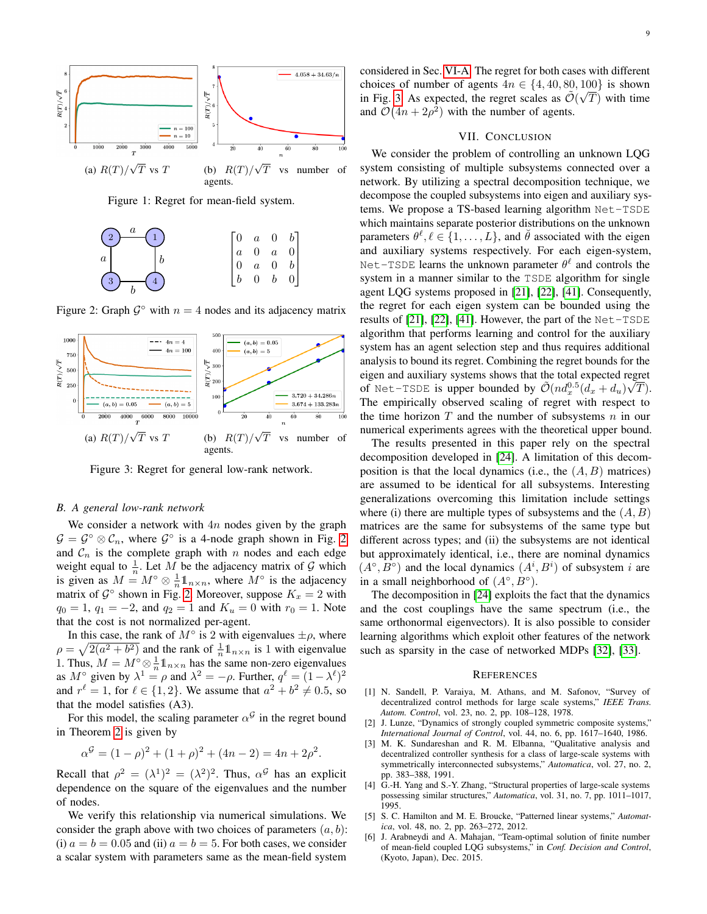$R(T)/\sqrt{T}$

8

6

4

2

0 1000 2000 3000 4000 5000

$T$

$n = 100$

$n = 10$

(a) $R(T)/\sqrt{T}$ vs $T$

$R(T)/\sqrt{T}$

8

7

6

5

4

20 40 60 80 100

$n$

$4.058 + 34.63/n$

(b) $R(T)/\sqrt{T}$ vs number of agents.

Figure 1: Regret for mean-field system.

2 — a — 1

a — b

3 — b — 4

$$\begin{bmatrix} 0 & a & 0 & b \\ a & 0 & a & 0 \\ 0 & a & 0 & b \\ b & 0 & b & 0 \end{bmatrix}$$

Figure 2: Graph $\mathcal{G}^\circ$ with $n = 4$ nodes and its adjacency matrix

$R(T)/\sqrt{T}$

1000

750

500

250

0

0 2000 4000 6000 8000 10000

$T$

$4n = 4$

$4n = 100$

$(a, b) = 0.05$

$(a, b) = 5$

(a) $R(T)/\sqrt{T}$ vs $T$

$R(T)/\sqrt{T}$

500

400

300

200

100

0

20 40 60 80 100

$n$

$(a, b) = 0.05$

$(a, b) = 5$

$3.720 + 34.286n$

$3.674 + 133.283n$

(b) $R(T)/\sqrt{T}$ vs number of agents.

Figure 3: Regret for general low-rank network.

### B. A general low-rank network

We consider a network with $4n$ nodes given by the graph $\mathcal{G} = \mathcal{G}^\circ \otimes \mathcal{C}_n$, where $\mathcal{G}^\circ$ is a 4-node graph shown in Fig. 2 and $\mathcal{C}_n$ is the complete graph with $n$ nodes and each edge weight equal to $\frac{1}{n}$. Let $M$ be the adjacency matrix of $\mathcal{G}$ which is given as $M = M^\circ \otimes \frac{1}{n}\mathbb{1}_{n\times n}$, where $M^\circ$ is the adjacency matrix of $\mathcal{G}^\circ$ shown in Fig. 2. Moreover, suppose $K_x = 2$ with $q_0 = 1$, $q_1 = -2$, and $q_2 = 1$ and $K_u = 0$ with $r_0 = 1$. Note that the cost is not normalized per-agent.

In this case, the rank of $M^\circ$ is 2 with eigenvalues $\pm\rho$, where $\rho = \sqrt{2(a^2+b^2)}$ and the rank of $\frac{1}{n}\mathbb{1}_{n\times n}$ is 1 with eigenvalue 1. Thus, $M = M^\circ \otimes \frac{1}{n}\mathbb{1}_{n\times n}$ has the same non-zero eigenvalues as $M^\circ$ given by $\lambda^1 = \rho$ and $\lambda^2 = -\rho$. Further, $q^\ell = (1-\lambda^\ell)^2$ and $r^\ell = 1$, for $\ell \in \{1, 2\}$. We assume that $a^2 + b^2 \neq 0.5$, so that the model satisfies (A3).

For this model, the scaling parameter $\alpha^{\mathcal{G}}$ in the regret bound in Theorem 2 is given by

$$\alpha^{\mathcal{G}} = (1-\rho)^2 + (1+\rho)^2 + (4n-2) = 4n + 2\rho^2.$$

Recall that $\rho^2 = (\lambda^1)^2 = (\lambda^2)^2$. Thus, $\alpha^{\mathcal{G}}$ has an explicit dependence on the square of the eigenvalues and the number of nodes.

We verify this relationship via numerical simulations. We consider the graph above with two choices of parameters $(a, b)$: (i) $a = b = 0.05$ and (ii) $a = b = 5$. For both cases, we consider a scalar system with parameters same as the mean-field system considered in Sec. VI-A. The regret for both cases with different choices of number of agents $4n \in \{4, 40, 80, 100\}$ is shown in Fig. 3. As expected, the regret scales as $\tilde{\mathcal{O}}(\sqrt{T})$ with time and $\mathcal{O}(4n + 2\rho^2)$ with the number of agents.

## VII. Conclusion

We consider the problem of controlling an unknown LQG system consisting of multiple subsystems connected over a network. By utilizing a spectral decomposition technique, we decompose the coupled subsystems into eigen and auxiliary systems. We propose a TS-based learning algorithm `Net-TSDE` which maintains separate posterior distributions on the unknown parameters $\theta^\ell, \ell \in \{1, \ldots, L\}$, and $\breve{\theta}$ associated with the eigen and auxiliary systems respectively. For each eigen-system, `Net-TSDE` learns the unknown parameter $\theta^\ell$ and controls the system in a manner similar to the `TSDE` algorithm for single agent LQG systems proposed in [21], [22], [41]. Consequently, the regret for each eigen system can be bounded using the results of [21], [22], [41]. However, the part of the `Net-TSDE` algorithm that performs learning and control for the auxiliary system has an agent selection step and thus requires additional analysis to bound its regret. Combining the regret bounds for the eigen and auxiliary systems shows that the total expected regret of `Net-TSDE` is upper bounded by $\tilde{\mathcal{O}}(n d_x^{0.5}(d_x + d_u)\sqrt{T})$. The empirically observed scaling of regret with respect to the time horizon $T$ and the number of subsystems $n$ in our numerical experiments agrees with the theoretical upper bound.

The results presented in this paper rely on the spectral decomposition developed in [24]. A limitation of this decomposition is that the local dynamics (i.e., the $(A, B)$ matrices) are assumed to be identical for all subsystems. Interesting generalizations overcoming this limitation include settings where (i) there are multiple types of subsystems and the $(A, B)$ matrices are the same for subsystems of the same type but different across types; and (ii) the subsystems are not identical but approximately identical, i.e., there are nominal dynamics $(A^\circ, B^\circ)$ and the local dynamics $(A^i, B^i)$ of subsystem $i$ are in a small neighborhood of $(A^\circ, B^\circ)$.

The decomposition in [24] exploits the fact that the dynamics and the cost couplings have the same spectrum (i.e., the same orthonormal eigenvectors). It is also possible to consider learning algorithms which exploit other features of the network such as sparsity in the case of networked MDPs [32], [33].

## References

[1] N. Sandell, P. Varaiya, M. Athans, and M. Safonov, "Survey of decentralized control methods for large scale systems," *IEEE Trans. Autom. Control*, vol. 23, no. 2, pp. 108–128, 1978.

[2] J. Lunze, "Dynamics of strongly coupled symmetric composite systems," *International Journal of Control*, vol. 44, no. 6, pp. 1617–1640, 1986.

[3] M. K. Sundareshan and R. M. Elbanna, "Qualitative analysis and decentralized controller synthesis for a class of large-scale systems with symmetrically interconnected subsystems," *Automatica*, vol. 27, no. 2, pp. 383–388, 1991.

[4] G.-H. Yang and S.-Y. Zhang, "Structural properties of large-scale systems possessing similar structures," *Automatica*, vol. 31, no. 7, pp. 1011–1017, 1995.

[5] S. C. Hamilton and M. E. Broucke, "Patterned linear systems," *Automatica*, vol. 48, no. 2, pp. 263–272, 2012.

[6] J. Arabneydi and A. Mahajan, "Team-optimal solution of finite number of mean-field coupled LQG subsystems," in *Conf. Decision and Control*, (Kyoto, Japan), Dec. 2015.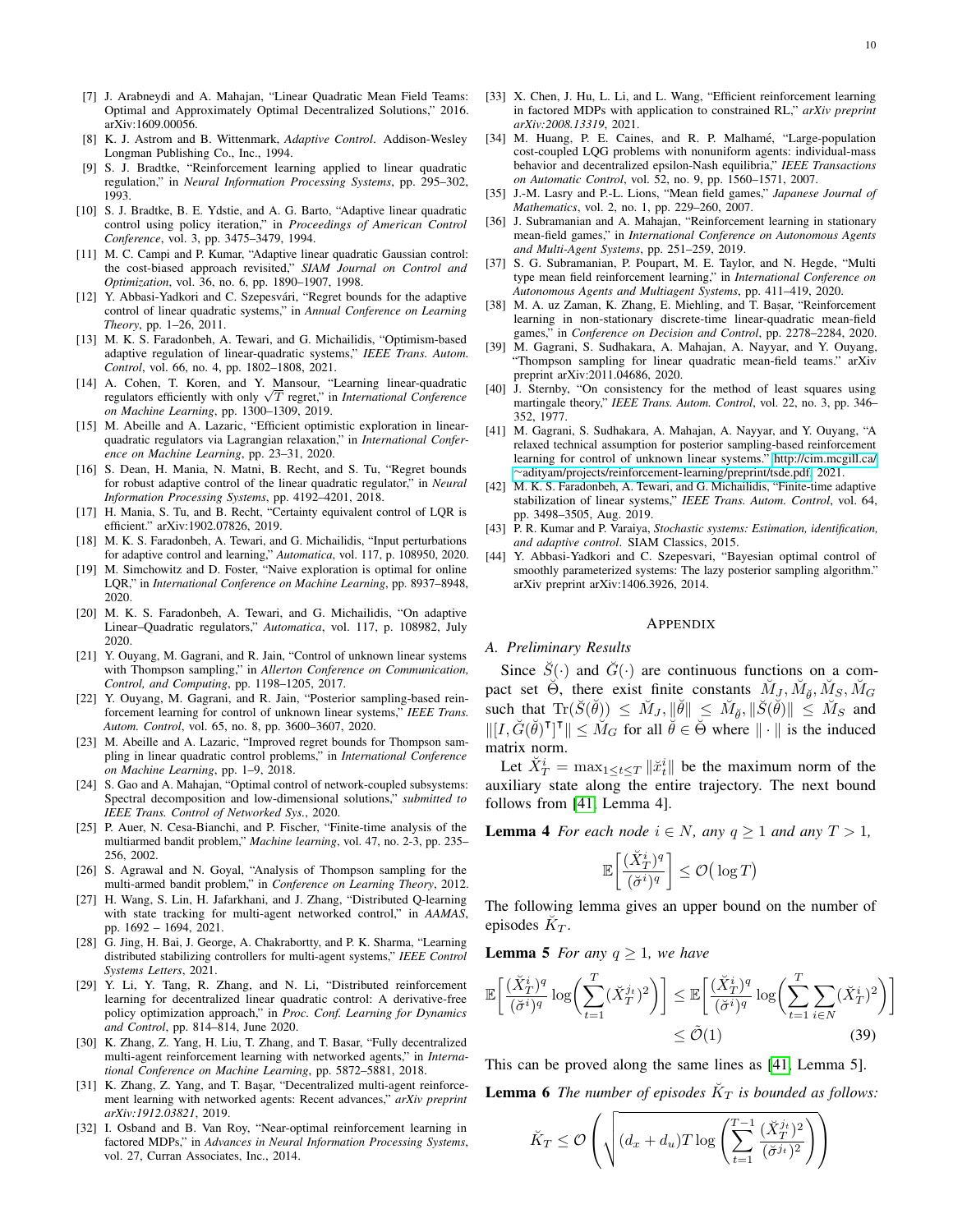[7] J. Arabneydi and A. Mahajan, "Linear Quadratic Mean Field Teams: Optimal and Approximately Optimal Decentralized Solutions," 2016. arXiv:1609.00056.

[8] K. J. Astrom and B. Wittenmark, *Adaptive Control*. Addison-Wesley Longman Publishing Co., Inc., 1994.

[9] S. J. Bradtke, "Reinforcement learning applied to linear quadratic regulation," in *Neural Information Processing Systems*, pp. 295–302, 1993.

[10] S. J. Bradtke, B. E. Ydstie, and A. G. Barto, "Adaptive linear quadratic control using policy iteration," in *Proceedings of American Control Conference*, vol. 3, pp. 3475–3479, 1994.

[11] M. C. Campi and P. Kumar, "Adaptive linear quadratic Gaussian control: the cost-biased approach revisited," *SIAM Journal on Control and Optimization*, vol. 36, no. 6, pp. 1890–1907, 1998.

[12] Y. Abbasi-Yadkori and C. Szepesvári, "Regret bounds for the adaptive control of linear quadratic systems," in *Annual Conference on Learning Theory*, pp. 1–26, 2011.

[13] M. K. S. Faradonbeh, A. Tewari, and G. Michailidis, "Optimism-based adaptive regulation of linear-quadratic systems," *IEEE Trans. Autom. Control*, vol. 66, no. 4, pp. 1802–1808, 2021.

[14] A. Cohen, T. Koren, and Y. Mansour, "Learning linear-quadratic regulators efficiently with only $\sqrt{T}$ regret," in *International Conference on Machine Learning*, pp. 1300–1309, 2019.

[15] M. Abeille and A. Lazaric, "Efficient optimistic exploration in linear-quadratic regulators via Lagrangian relaxation," in *International Conference on Machine Learning*, pp. 23–31, 2020.

[16] S. Dean, H. Mania, N. Matni, B. Recht, and S. Tu, "Regret bounds for robust adaptive control of the linear quadratic regulator," in *Neural Information Processing Systems*, pp. 4192–4201, 2018.

[17] H. Mania, S. Tu, and B. Recht, "Certainty equivalent control of LQR is efficient." arXiv:1902.07826, 2019.

[18] M. K. S. Faradonbeh, A. Tewari, and G. Michailidis, "Input perturbations for adaptive control and learning," *Automatica*, vol. 117, p. 108950, 2020.

[19] M. Simchowitz and D. Foster, "Naive exploration is optimal for online LQR," in *International Conference on Machine Learning*, pp. 8937–8948, 2020.

[20] M. K. S. Faradonbeh, A. Tewari, and G. Michailidis, "On adaptive Linear–Quadratic regulators," *Automatica*, vol. 117, p. 108982, July 2020.

[21] Y. Ouyang, M. Gagrani, and R. Jain, "Control of unknown linear systems with Thompson sampling," in *Allerton Conference on Communication, Control, and Computing*, pp. 1198–1205, 2017.

[22] Y. Ouyang, M. Gagrani, and R. Jain, "Posterior sampling-based reinforcement learning for control of unknown linear systems," *IEEE Trans. Autom. Control*, vol. 65, no. 8, pp. 3600–3607, 2020.

[23] M. Abeille and A. Lazaric, "Improved regret bounds for Thompson sampling in linear quadratic control problems," in *International Conference on Machine Learning*, pp. 1–9, 2018.

[24] S. Gao and A. Mahajan, "Optimal control of network-coupled subsystems: Spectral decomposition and low-dimensional solutions," *submitted to IEEE Trans. Control of Networked Sys.*, 2020.

[25] P. Auer, N. Cesa-Bianchi, and P. Fischer, "Finite-time analysis of the multiarmed bandit problem," *Machine learning*, vol. 47, no. 2-3, pp. 235–256, 2002.

[26] S. Agrawal and N. Goyal, "Analysis of Thompson sampling for the multi-armed bandit problem," in *Conference on Learning Theory*, 2012.

[27] H. Wang, S. Lin, H. Jafarkhani, and J. Zhang, "Distributed Q-learning with state tracking for multi-agent networked control," in *AAMAS*, pp. 1692 – 1694, 2021.

[28] G. Jing, H. Bai, J. George, A. Chakrabortty, and P. K. Sharma, "Learning distributed stabilizing controllers for multi-agent systems," *IEEE Control Systems Letters*, 2021.

[29] Y. Li, Y. Tang, R. Zhang, and N. Li, "Distributed reinforcement learning for decentralized linear quadratic control: A derivative-free policy optimization approach," in *Proc. Conf. Learning for Dynamics and Control*, pp. 814–814, June 2020.

[30] K. Zhang, Z. Yang, H. Liu, T. Zhang, and T. Basar, "Fully decentralized multi-agent reinforcement learning with networked agents," in *International Conference on Machine Learning*, pp. 5872–5881, 2018.

[31] K. Zhang, Z. Yang, and T. Başar, "Decentralized multi-agent reinforcement learning with networked agents: Recent advances," *arXiv preprint arXiv:1912.03821*, 2019.

[32] I. Osband and B. Van Roy, "Near-optimal reinforcement learning in factored MDPs," in *Advances in Neural Information Processing Systems*, vol. 27, Curran Associates, Inc., 2014.

[33] X. Chen, J. Hu, L. Li, and L. Wang, "Efficient reinforcement learning in factored MDPs with application to constrained RL," *arXiv preprint arXiv:2008.13319*, 2021.

[34] M. Huang, P. E. Caines, and R. P. Malhamé, "Large-population cost-coupled LQG problems with nonuniform agents: individual-mass behavior and decentralized epsilon-Nash equilibria," *IEEE Transactions on Automatic Control*, vol. 52, no. 9, pp. 1560–1571, 2007.

[35] J.-M. Lasry and P.-L. Lions, "Mean field games," *Japanese Journal of Mathematics*, vol. 2, no. 1, pp. 229–260, 2007.

[36] J. Subramanian and A. Mahajan, "Reinforcement learning in stationary mean-field games," in *International Conference on Autonomous Agents and Multi-Agent Systems*, pp. 251–259, 2019.

[37] S. G. Subramanian, P. Poupart, M. E. Taylor, and N. Hegde, "Multi type mean field reinforcement learning," in *International Conference on Autonomous Agents and Multiagent Systems*, pp. 411–419, 2020.

[38] M. A. uz Zaman, K. Zhang, E. Miehling, and T. Başar, "Reinforcement learning in non-stationary discrete-time linear-quadratic mean-field games," in *Conference on Decision and Control*, pp. 2278–2284, 2020.

[39] M. Gagrani, S. Sudhakara, A. Mahajan, A. Nayyar, and Y. Ouyang, "Thompson sampling for linear quadratic mean-field teams." arXiv preprint arXiv:2011.04686, 2020.

[40] J. Sternby, "On consistency for the method of least squares using martingale theory," *IEEE Trans. Autom. Control*, vol. 22, no. 3, pp. 346–352, 1977.

[41] M. Gagrani, S. Sudhakara, A. Mahajan, A. Nayyar, and Y. Ouyang, "A relaxed technical assumption for posterior sampling-based reinforcement learning for control of unknown linear systems." http://cim.mcgill.ca/~adityam/projects/reinforcement-learning/preprint/tsde.pdf, 2021.

[42] M. K. S. Faradonbeh, A. Tewari, and G. Michailidis, "Finite-time adaptive stabilization of linear systems," *IEEE Trans. Autom. Control*, vol. 64, pp. 3498–3505, Aug. 2019.

[43] P. R. Kumar and P. Varaiya, *Stochastic systems: Estimation, identification, and adaptive control*. SIAM Classics, 2015.

[44] Y. Abbasi-Yadkori and C. Szepesvari, "Bayesian optimal control of smoothly parameterized systems: The lazy posterior sampling algorithm." arXiv preprint arXiv:1406.3926, 2014.

## APPENDIX

### A. Preliminary Results

Since $\breve{S}(\cdot)$ and $\breve{G}(\cdot)$ are continuous functions on a compact set $\breve{\Theta}$, there exist finite constants $\breve{M}_J, \breve{M}_{\breve{\theta}}, \breve{M}_S, \breve{M}_G$ such that $\operatorname{Tr}(\breve{S}(\breve{\theta})) \le \breve{M}_J, \|\breve{\theta}\| \le \breve{M}_{\breve{\theta}}, \|\breve{S}(\breve{\theta})\| \le \breve{M}_S$ and $\|[I, \breve{G}(\breve{\theta})^\intercal]^\intercal\| \le \breve{M}_G$ for all $\breve{\theta} \in \breve{\Theta}$ where $\|\cdot\|$ is the induced matrix norm.

Let $\breve{X}^i_T = \max_{1 \le t \le T} \|\breve{x}^i_t\|$ be the maximum norm of the auxiliary state along the entire trajectory. The next bound follows from [41, Lemma 4].

**Lemma 4** *For each node $i \in N$, any $q \ge 1$ and any $T > 1$,*

$$\mathbb{E}\bigg[\frac{(\breve{X}^i_T)^q}{(\breve{\sigma}^i)^q}\bigg] \le \mathcal{O}\big(\log T\big)$$

The following lemma gives an upper bound on the number of episodes $\breve{K}_T$.

**Lemma 5** *For any $q \ge 1$, we have*

$$\mathbb{E}\bigg[\frac{(\breve{X}^i_T)^q}{(\breve{\sigma}^i)^q} \log\bigg(\sum_{t=1}^{T} (\breve{X}^{j_t}_T)^2\bigg)\bigg] \le \mathbb{E}\bigg[\frac{(\breve{X}^i_T)^q}{(\breve{\sigma}^i)^q} \log\bigg(\sum_{t=1}^{T} \sum_{i \in N} (\breve{X}^i_T)^2\bigg)\bigg] \le \tilde{\mathcal{O}}(1) \tag{39}$$

This can be proved along the same lines as [41, Lemma 5].

**Lemma 6** *The number of episodes $\breve{K}_T$ is bounded as follows:*

$$\breve{K}_T \le \mathcal{O}\left(\sqrt{(d_x + d_u) T \log\left(\sum_{t=1}^{T-1} \frac{(\breve{X}^{j_t}_T)^2}{(\breve{\sigma}^{j_t})^2}\right)}\right)$$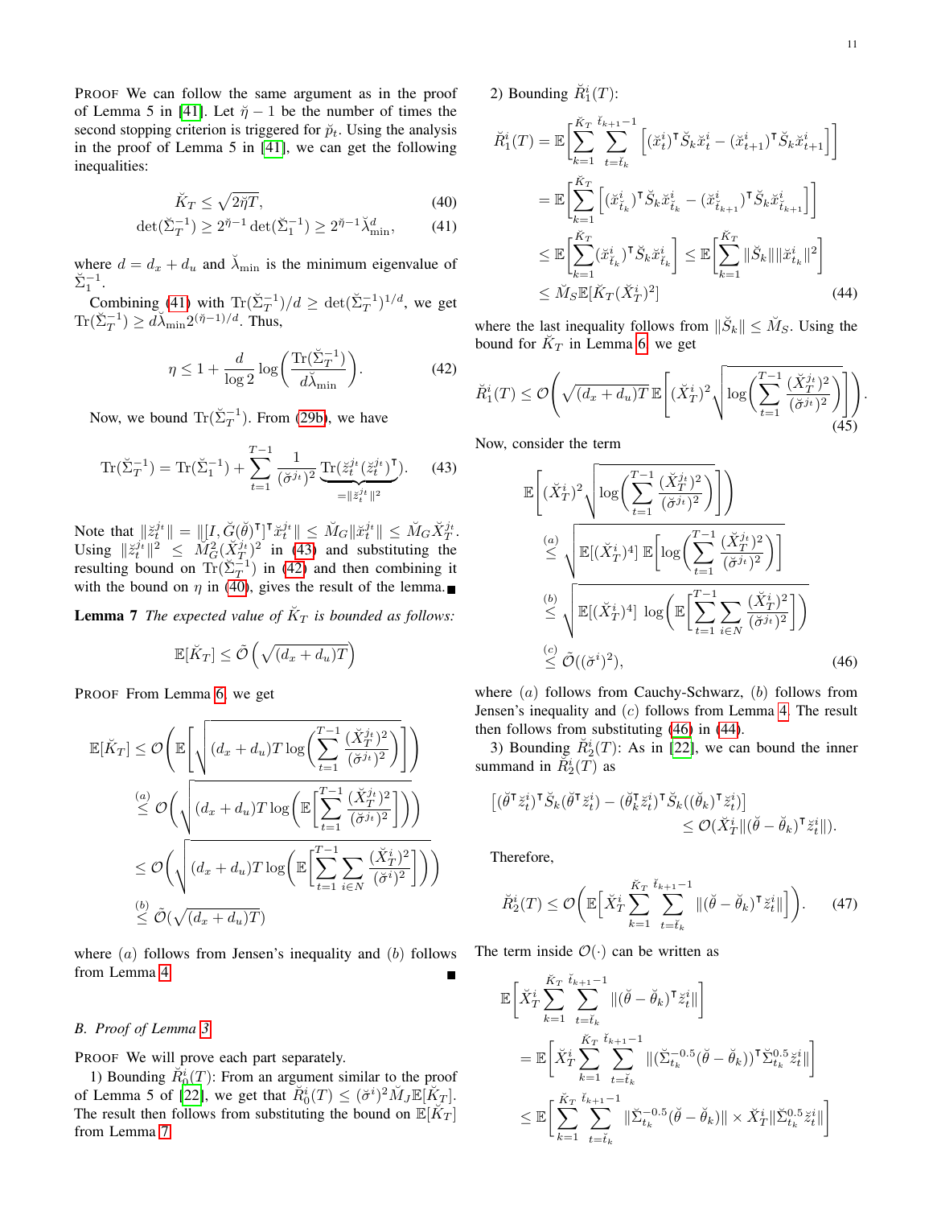PROOF We can follow the same argument as in the proof of Lemma 5 in [41]. Let $\breve{\eta} - 1$ be the number of times the second stopping criterion is triggered for $\breve{p}_t$. Using the analysis in the proof of Lemma 5 in [41], we can get the following inequalities:

$$\breve{K}_T \leq \sqrt{2\breve{\eta}T}, \tag{40}$$

$$\det(\breve{\Sigma}_T^{-1}) \geq 2^{\breve{\eta}-1}\det(\breve{\Sigma}_1^{-1}) \geq 2^{\breve{\eta}-1}\breve{\lambda}_{\min}^d, \tag{41}$$

where $d = d_x + d_u$ and $\breve{\lambda}_{\min}$ is the minimum eigenvalue of $\breve{\Sigma}_1^{-1}$.

Combining (41) with $\mathrm{Tr}(\breve{\Sigma}_T^{-1})/d \geq \det(\breve{\Sigma}_T^{-1})^{1/d}$, we get $\mathrm{Tr}(\breve{\Sigma}_T^{-1}) \geq d\breve{\lambda}_{\min}2^{(\breve{\eta}-1)/d}$. Thus,

$$\eta \leq 1 + \frac{d}{\log 2}\log\left(\frac{\mathrm{Tr}(\breve{\Sigma}_T^{-1})}{d\breve{\lambda}_{\min}}\right). \tag{42}$$

Now, we bound $\mathrm{Tr}(\breve{\Sigma}_T^{-1})$. From (29b), we have

$$\mathrm{Tr}(\breve{\Sigma}_T^{-1}) = \mathrm{Tr}(\breve{\Sigma}_1^{-1}) + \sum_{t=1}^{T-1}\frac{1}{(\breve{\sigma}^{j_t})^2}\underbrace{\mathrm{Tr}(\breve{z}_t^{j_t}(\breve{z}_t^{j_t})^\intercal)}_{=\|\breve{z}_t^{j_t}\|^2}. \tag{43}$$

Note that $\|\breve{z}_t^{j_t}\| = \|[I, \breve{G}(\breve{\theta})^\intercal]^\intercal \breve{x}_t^{j_t}\| \leq \breve{M}_G\|\breve{x}_t^{j_t}\| \leq \breve{M}_G\breve{X}_T^{j_t}$. Using $\|\breve{z}_t^{j_t}\|^2 \leq \breve{M}_G^2(\breve{X}_T^{j_t})^2$ in (43) and substituting the resulting bound on $\mathrm{Tr}(\breve{\Sigma}_T^{-1})$ in (42) and then combining it with the bound on $\eta$ in (40), gives the result of the lemma. ■

**Lemma 7** *The expected value of $\breve{K}_T$ is bounded as follows:*

$$\mathbb{E}[\breve{K}_T] \leq \tilde{\mathcal{O}}\left(\sqrt{(d_x+d_u)T}\right)$$

PROOF From Lemma 6, we get

$$\begin{aligned}
\mathbb{E}[\breve{K}_T] &\leq \mathcal{O}\left(\mathbb{E}\left[\sqrt{(d_x+d_u)T\log\left(\sum_{t=1}^{T-1}\frac{(\breve{X}_T^{j_t})^2}{(\breve{\sigma}^{j_t})^2}\right)}\right]\right) \\
&\overset{(a)}{\leq} \mathcal{O}\left(\sqrt{(d_x+d_u)T\log\left(\mathbb{E}\left[\sum_{t=1}^{T-1}\frac{(\breve{X}_T^{j_t})^2}{(\breve{\sigma}^{j_t})^2}\right]\right)}\right) \\
&\leq \mathcal{O}\left(\sqrt{(d_x+d_u)T\log\left(\mathbb{E}\left[\sum_{t=1}^{T-1}\sum_{i\in N}\frac{(\breve{X}_T^{i})^2}{(\breve{\sigma}^{i})^2}\right]\right)}\right) \\
&\overset{(b)}{\leq} \tilde{\mathcal{O}}(\sqrt{(d_x+d_u)T})
\end{aligned}$$

where $(a)$ follows from Jensen's inequality and $(b)$ follows from Lemma 4. ■

## B. Proof of Lemma 3

PROOF We will prove each part separately.

1) Bounding $\breve{R}_0^i(T)$: From an argument similar to the proof of Lemma 5 of [22], we get that $\breve{R}_0^i(T) \leq (\breve{\sigma}^i)^2\breve{M}_J\mathbb{E}[\breve{K}_T]$. The result then follows from substituting the bound on $\mathbb{E}[\breve{K}_T]$ from Lemma 7.

2) Bounding $\breve{R}_1^i(T)$:

$$\begin{aligned}
\breve{R}_1^i(T) &= \mathbb{E}\left[\sum_{k=1}^{\breve{K}_T}\sum_{t=\breve{t}_k}^{\breve{t}_{k+1}-1}\left[(\breve{x}_t^i)^\intercal\breve{S}_k\breve{x}_t^i - (\breve{x}_{t+1}^i)^\intercal\breve{S}_k\breve{x}_{t+1}^i\right]\right] \\
&= \mathbb{E}\left[\sum_{k=1}^{\breve{K}_T}\left[(\breve{x}_{\breve{t}_k}^i)^\intercal\breve{S}_k\breve{x}_{\breve{t}_k}^i - (\breve{x}_{\breve{t}_{k+1}}^i)^\intercal\breve{S}_k\breve{x}_{\breve{t}_{k+1}}^i\right]\right] \\
&\leq \mathbb{E}\left[\sum_{k=1}^{\breve{K}_T}(\breve{x}_{\breve{t}_k}^i)^\intercal\breve{S}_k\breve{x}_{\breve{t}_k}^i\right] \leq \mathbb{E}\left[\sum_{k=1}^{\breve{K}_T}\|\breve{S}_k\|\|\breve{x}_{\breve{t}_k}^i\|^2\right] \\
&\leq \breve{M}_S\mathbb{E}[\breve{K}_T(\breve{X}_T^i)^2]
\end{aligned} \tag{44}$$

where the last inequality follows from $\|\breve{S}_k\| \leq \breve{M}_S$. Using the bound for $\breve{K}_T$ in Lemma 6, we get

$$\breve{R}_1^i(T) \leq \mathcal{O}\left(\sqrt{(d_x+d_u)T}\,\mathbb{E}\left[(\breve{X}_T^i)^2\sqrt{\log\left(\sum_{t=1}^{T-1}\frac{(\breve{X}_T^{j_t})^2}{(\breve{\sigma}^{j_t})^2}\right)}\right]\right). \tag{45}$$

Now, consider the term

$$\begin{aligned}
&\mathbb{E}\left[(\breve{X}_T^i)^2\sqrt{\log\left(\sum_{t=1}^{T-1}\frac{(\breve{X}_T^{j_t})^2}{(\breve{\sigma}^{j_t})^2}\right)}\right] \\
&\overset{(a)}{\leq} \sqrt{\mathbb{E}[(\breve{X}_T^i)^4]\,\mathbb{E}\left[\log\left(\sum_{t=1}^{T-1}\frac{(\breve{X}_T^{j_t})^2}{(\breve{\sigma}^{j_t})^2}\right)\right]} \\
&\overset{(b)}{\leq} \sqrt{\mathbb{E}[(\breve{X}_T^i)^4]\,\log\left(\mathbb{E}\left[\sum_{t=1}^{T-1}\sum_{i\in N}\frac{(\breve{X}_T^{i})^2}{(\breve{\sigma}^{j_t})^2}\right]\right)} \\
&\overset{(c)}{\leq} \tilde{\mathcal{O}}((\breve{\sigma}^i)^2),
\end{aligned} \tag{46}$$

where $(a)$ follows from Cauchy-Schwarz, $(b)$ follows from Jensen's inequality and $(c)$ follows from Lemma 4. The result then follows from substituting (46) in (44).

3) Bounding $\breve{R}_2^i(T)$: As in [22], we can bound the inner summand in $\breve{R}_2^i(T)$ as

$$[(\breve{\theta}^\intercal\breve{z}_t^i)^\intercal\breve{S}_k(\breve{\theta}^\intercal\breve{z}_t^i) - (\breve{\theta}_k^\intercal\breve{z}_t^i)^\intercal\breve{S}_k((\breve{\theta}_k)^\intercal\breve{z}_t^i)] \leq \mathcal{O}(\breve{X}_T^i\|(\breve{\theta}-\breve{\theta}_k)^\intercal\breve{z}_t^i\|).$$

Therefore,

$$\breve{R}_2^i(T) \leq \mathcal{O}\left(\mathbb{E}\left[\breve{X}_T^i\sum_{k=1}^{\breve{K}_T}\sum_{t=\breve{t}_k}^{\breve{t}_{k+1}-1}\|(\breve{\theta}-\breve{\theta}_k)^\intercal\breve{z}_t^i\|\right]\right). \tag{47}$$

The term inside $\mathcal{O}(\cdot)$ can be written as

$$\begin{aligned}
&\mathbb{E}\left[\breve{X}_T^i\sum_{k=1}^{\breve{K}_T}\sum_{t=\breve{t}_k}^{\breve{t}_{k+1}-1}\|(\breve{\theta}-\breve{\theta}_k)^\intercal\breve{z}_t^i\|\right] \\
&= \mathbb{E}\left[\breve{X}_T^i\sum_{k=1}^{\breve{K}_T}\sum_{t=\breve{t}_k}^{\breve{t}_{k+1}-1}\|(\breve{\Sigma}_{t_k}^{-0.5}(\breve{\theta}-\breve{\theta}_k))^\intercal\breve{\Sigma}_{t_k}^{0.5}\breve{z}_t^i\|\right] \\
&\leq \mathbb{E}\left[\sum_{k=1}^{\breve{K}_T}\sum_{t=\breve{t}_k}^{\breve{t}_{k+1}-1}\|\breve{\Sigma}_{t_k}^{-0.5}(\breve{\theta}-\breve{\theta}_k)\| \times \breve{X}_T^i\|\breve{\Sigma}_{t_k}^{0.5}\breve{z}_t^i\|\right]
\end{aligned}$$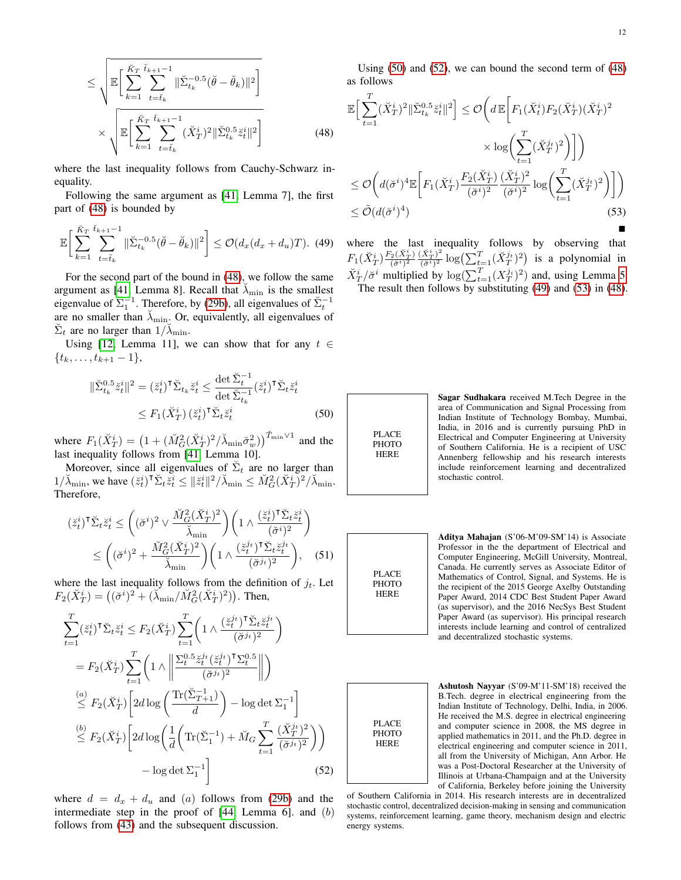$$
\leq \sqrt{\mathbb{E}\Big[\sum_{k=1}^{\breve{K}_T}\sum_{t=\breve{t}_k}^{\breve{t}_{k+1}-1}\|\breve{\Sigma}_{t_k}^{-0.5}(\breve{\theta}-\breve{\theta}_k)\|^2\Big]} \times \sqrt{\mathbb{E}\Big[\sum_{k=1}^{\breve{K}_T}\sum_{t=\breve{t}_k}^{\breve{t}_{k+1}-1}(\breve{X}_T^i)^2\|\breve{\Sigma}_{t_k}^{0.5}\breve{z}_t^i\|^2\Big]} \tag{48}
$$

where the last inequality follows from Cauchy-Schwarz inequality.

Following the same argument as [41, Lemma 7], the first part of (48) is bounded by

$$
\mathbb{E}\Big[\sum_{k=1}^{\breve{K}_T}\sum_{t=\breve{t}_k}^{\breve{t}_{k+1}-1}\|\breve{\Sigma}_{t_k}^{-0.5}(\breve{\theta}-\breve{\theta}_k)\|^2\Big] \leq \mathcal{O}(d_x(d_x+d_u)T). \tag{49}
$$

For the second part of the bound in (48), we follow the same argument as [41, Lemma 8]. Recall that $\breve{\lambda}_{\min}$ is the smallest eigenvalue of $\breve{\Sigma}_1^{-1}$. Therefore, by (29b), all eigenvalues of $\breve{\Sigma}_t^{-1}$ are no smaller than $\breve{\lambda}_{\min}$. Or, equivalently, all eigenvalues of $\breve{\Sigma}_t$ are no larger than $1/\breve{\lambda}_{\min}$.

Using [12, Lemma 11], we can show that for any $t \in \{t_k, \dots, t_{k+1}-1\}$,

$$
\begin{aligned}
\|\breve{\Sigma}_{t_k}^{0.5}\breve{z}_t^i\|^2 = (\breve{z}_t^i)^\intercal\breve{\Sigma}_{t_k}\breve{z}_t^i &\leq \frac{\det\breve{\Sigma}_t^{-1}}{\det\breve{\Sigma}_{t_k}^{-1}}(\breve{z}_t^i)^\intercal\breve{\Sigma}_t\breve{z}_t^i \\
&\leq F_1(\breve{X}_T^i)\,(\breve{z}_t^i)^\intercal\breve{\Sigma}_t\breve{z}_t^i
\end{aligned} \tag{50}
$$

where $F_1(\breve{X}_T^i) = \big(1 + (\breve{M}_G^2(\breve{X}_T^i)^2/\breve{\lambda}_{\min}\breve{\sigma}_w^2)\big)^{\breve{T}_{\min}\vee 1}$ and the last inequality follows from [41, Lemma 10].

Moreover, since all eigenvalues of $\breve{\Sigma}_t$ are no larger than $1/\breve{\lambda}_{\min}$, we have $(\breve{z}_t^i)^\intercal\breve{\Sigma}_t\breve{z}_t^i \leq \|\breve{z}_t^i\|^2/\breve{\lambda}_{\min} \leq \breve{M}_G^2(\breve{X}_T^i)^2/\breve{\lambda}_{\min}$. Therefore,

$$
\begin{aligned}
(\breve{z}_t^i)^\intercal\breve{\Sigma}_t\breve{z}_t^i &\leq \bigg((\breve{\sigma}^i)^2 \vee \frac{\breve{M}_G^2(\breve{X}_T^i)^2}{\breve{\lambda}_{\min}}\bigg)\bigg(1 \wedge \frac{(\breve{z}_t^i)^\intercal\breve{\Sigma}_t\breve{z}_t^i}{(\breve{\sigma}^i)^2}\bigg) \\
&\leq \bigg((\breve{\sigma}^i)^2 + \frac{\breve{M}_G^2(\breve{X}_T^i)^2}{\breve{\lambda}_{\min}}\bigg)\bigg(1 \wedge \frac{(\breve{z}_t^{j_t})^\intercal\breve{\Sigma}_t\breve{z}_t^{j_t}}{(\breve{\sigma}^{j_t})^2}\bigg),
\end{aligned} \tag{51}
$$

where the last inequality follows from the definition of $j_t$. Let $F_2(\breve{X}_T^i) = \big((\breve{\sigma}^i)^2 + (\breve{\lambda}_{\min}/\breve{M}_G^2(\breve{X}_T^i)^2)\big)$. Then,

$$
\begin{aligned}
\sum_{t=1}^T(\breve{z}_t^i)^\intercal\breve{\Sigma}_t\breve{z}_t^i &\leq F_2(\breve{X}_T^i)\sum_{t=1}^T\bigg(1\wedge\frac{(\breve{z}_t^{j_t})^\intercal\breve{\Sigma}_t\breve{z}_t^{j_t}}{(\breve{\sigma}^{j_t})^2}\bigg) \\
&= F_2(\breve{X}_T^i)\sum_{t=1}^T\bigg(1\wedge\bigg\|\frac{\Sigma_t^{0.5}\breve{z}_t^{j_t}(\breve{z}_t^{j_t})^\intercal\Sigma_t^{0.5}}{(\breve{\sigma}^{j_t})^2}\bigg\|\bigg) \\
&\overset{(a)}{\leq} F_2(\breve{X}_T^i)\bigg[2d\log\bigg(\frac{\mathrm{Tr}(\breve{\Sigma}_{T+1}^{-1})}{d}\bigg) - \log\det\Sigma_1^{-1}\bigg] \\
&\overset{(b)}{\leq} F_2(\breve{X}_T^i)\bigg[2d\log\bigg(\frac{1}{d}\bigg(\mathrm{Tr}(\breve{\Sigma}_1^{-1}) + \breve{M}_G\sum_{t=1}^T\frac{(\breve{X}_T^{j_t})^2}{(\breve{\sigma}^{j_t})^2}\bigg)\bigg) \\
&\qquad - \log\det\Sigma_1^{-1}\bigg]
\end{aligned} \tag{52}
$$

where $d = d_x + d_u$ and $(a)$ follows from (29b) and the intermediate step in the proof of [44, Lemma 6]. and $(b)$ follows from (43) and the subsequent discussion.

Using (50) and (52), we can bound the second term of (48) as follows

$$
\begin{aligned}
\mathbb{E}\Big[\sum_{t=1}^T(\breve{X}_T^i)^2\|\breve{\Sigma}_{t_k}^{0.5}\breve{z}_t^i\|^2\Big] &\leq \mathcal{O}\bigg(d\,\mathbb{E}\bigg[F_1(\breve{X}_T^i)F_2(\breve{X}_T^i)(\breve{X}_T^i)^2 \\
&\qquad\times\log\bigg(\sum_{t=1}^T(\breve{X}_T^{j_t})^2\bigg)\bigg]\bigg) \\
&\leq \mathcal{O}\bigg(d(\breve{\sigma}^i)^4\mathbb{E}\bigg[F_1(\breve{X}_T^i)\frac{F_2(\breve{X}_T^i)}{(\breve{\sigma}^i)^2}\frac{(\breve{X}_T^i)^2}{(\breve{\sigma}^i)^2}\log\bigg(\sum_{t=1}^T(\breve{X}_T^{j_t})^2\bigg)\bigg]\bigg) \\
&\leq \tilde{\mathcal{O}}(d(\breve{\sigma}^i)^4)
\end{aligned} \tag{53}
$$

■

where the last inequality follows by observing that $F_1(\breve{X}_T^i)\frac{F_2(\breve{X}_T^i)}{(\breve{\sigma}^i)^2}\frac{(\breve{X}_T^i)^2}{(\breve{\sigma}^i)^2}\log\big(\sum_{t=1}^T(\breve{X}_T^{j_t})^2\big)$ is a polynomial in $\breve{X}_T^i/\breve{\sigma}^i$ multiplied by $\log(\sum_{t=1}^T(X_T^{j_t})^2)$ and, using Lemma 5.

The result then follows by substituting (49) and (53) in (48).

PLACE PHOTO HERE

**Sagar Sudhakara** received M.Tech Degree in the area of Communication and Signal Processing from Indian Institute of Technology Bombay, Mumbai, India, in 2016 and is currently pursuing PhD in Electrical and Computer Engineering at University of Southern California. He is a recipient of USC Annenberg fellowship and his research interests include reinforcement learning and decentralized stochastic control.

PLACE PHOTO HERE

**Aditya Mahajan** (S'06-M'09-SM'14) is Associate Professor in the department of Electrical and Computer Engineering, McGill University, Montreal, Canada. He currently serves as Associate Editor of Mathematics of Control, Signal, and Systems. He is the recipient of the 2015 George Axelby Outstanding Paper Award, 2014 CDC Best Student Paper Award (as supervisor), and the 2016 NecSys Best Student Paper Award (as supervisor). His principal research interests include learning and control of centralized and decentralized stochastic systems.

PLACE PHOTO HERE

**Ashutosh Nayyar** (S'09-M'11-SM'18) received the B.Tech. degree in electrical engineering from the Indian Institute of Technology, Delhi, India, in 2006. He received the M.S. degree in electrical engineering and computer science in 2008, the MS degree in applied mathematics in 2011, and the Ph.D. degree in electrical engineering and computer science in 2011, all from the University of Michigan, Ann Arbor. He was a Post-Doctoral Researcher at the University of Illinois at Urbana-Champaign and at the University of California, Berkeley before joining the University of Southern California in 2014. His research interests are in decentralized stochastic control, decentralized decision-making in sensing and communication systems, reinforcement learning, game theory, mechanism design and electric energy systems.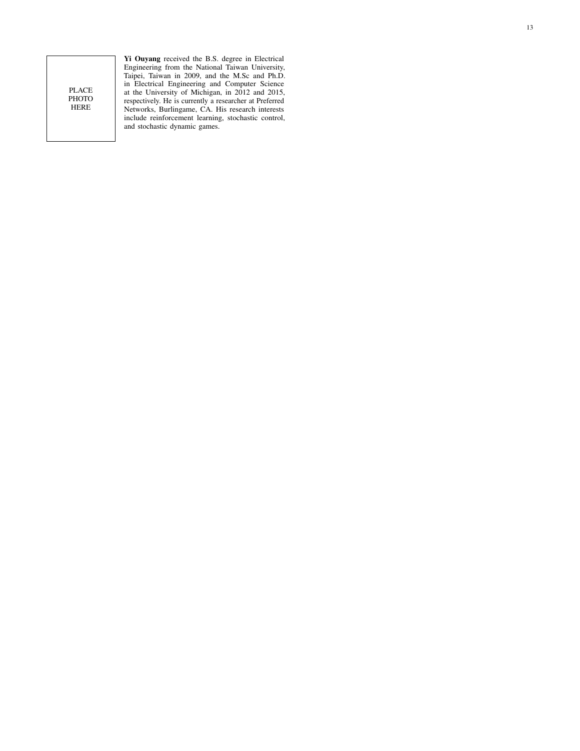PLACE PHOTO HERE

**Yi Ouyang** received the B.S. degree in Electrical Engineering from the National Taiwan University, Taipei, Taiwan in 2009, and the M.Sc and Ph.D. in Electrical Engineering and Computer Science at the University of Michigan, in 2012 and 2015, respectively. He is currently a researcher at Preferred Networks, Burlingame, CA. His research interests include reinforcement learning, stochastic control, and stochastic dynamic games.